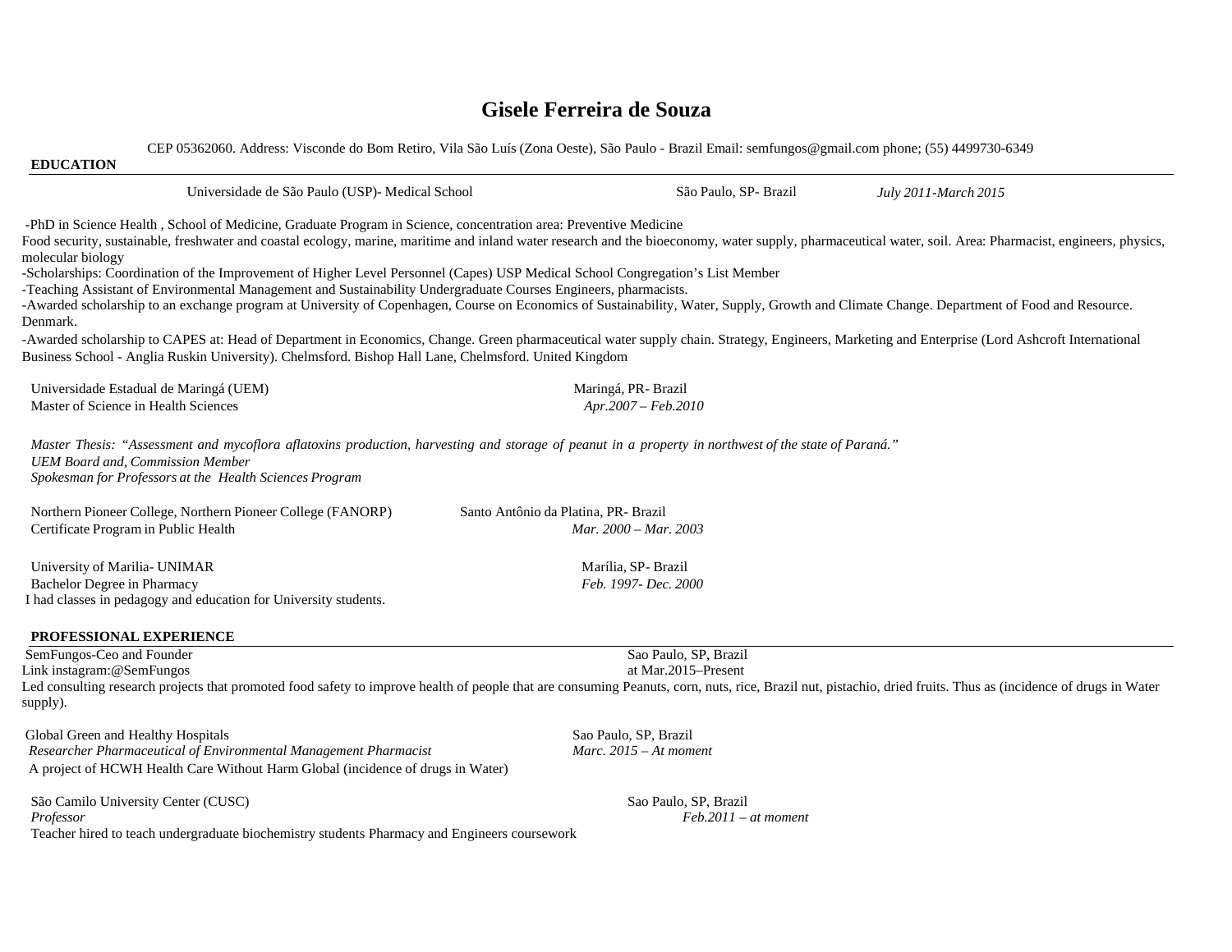# Gisele Ferreira de Souza

CEP 05362060. Address: Visconde do Bom Retiro, Vila São Luís (Zona Oeste), São Paulo - Brazil Email: semfungos@gmail.com phone; (55) 4499730-6349

## EDUCATION

Universidade de São Paulo (USP)- Medical School — São Paulo, SP- Brazil — *July 2011-March 2015*

-PhD in Science Health , School of Medicine, Graduate Program in Science, concentration area: Preventive Medicine
Food security, sustainable, freshwater and coastal ecology, marine, maritime and inland water research and the bioeconomy, water supply, pharmaceutical water, soil. Area: Pharmacist, engineers, physics, molecular biology
-Scholarships: Coordination of the Improvement of Higher Level Personnel (Capes) USP Medical School Congregation's List Member
-Teaching Assistant of Environmental Management and Sustainability Undergraduate Courses Engineers, pharmacists.
-Awarded scholarship to an exchange program at University of Copenhagen, Course on Economics of Sustainability, Water, Supply, Growth and Climate Change. Department of Food and Resource. Denmark.
-Awarded scholarship to CAPES at: Head of Department in Economics, Change. Green pharmaceutical water supply chain. Strategy, Engineers, Marketing and Enterprise (Lord Ashcroft International Business School - Anglia Ruskin University). Chelmsford. Bishop Hall Lane, Chelmsford. United Kingdom

Universidade Estadual de Maringá (UEM) — Maringá, PR- Brazil
Master of Science in Health Sciences — *Apr.2007 – Feb.2010*

*Master Thesis: "Assessment and mycoflora aflatoxins production, harvesting and storage of peanut in a property in northwest of the state of Paraná."*
*UEM Board and, Commission Member*
*Spokesman for Professors at the Health Sciences Program*

Northern Pioneer College, Northern Pioneer College (FANORP) — Santo Antônio da Platina, PR- Brazil
Certificate Program in Public Health — *Mar. 2000 – Mar. 2003*

University of Marilia- UNIMAR — Marília, SP- Brazil
Bachelor Degree in Pharmacy — *Feb. 1997- Dec. 2000*
I had classes in pedagogy and education for University students.

## PROFESSIONAL EXPERIENCE

SemFungos-Ceo and Founder — Sao Paulo, SP, Brazil
Link instagram:@SemFungos — at Mar.2015–Present
Led consulting research projects that promoted food safety to improve health of people that are consuming Peanuts, corn, nuts, rice, Brazil nut, pistachio, dried fruits. Thus as (incidence of drugs in Water supply).

Global Green and Healthy Hospitals — Sao Paulo, SP, Brazil
*Researcher Pharmaceutical of Environmental Management Pharmacist* — *Marc. 2015 – At moment*
A project of HCWH Health Care Without Harm Global (incidence of drugs in Water)

São Camilo University Center (CUSC) — Sao Paulo, SP, Brazil
*Professor* — *Feb.2011 – at moment*
Teacher hired to teach undergraduate biochemistry students Pharmacy and Engineers coursework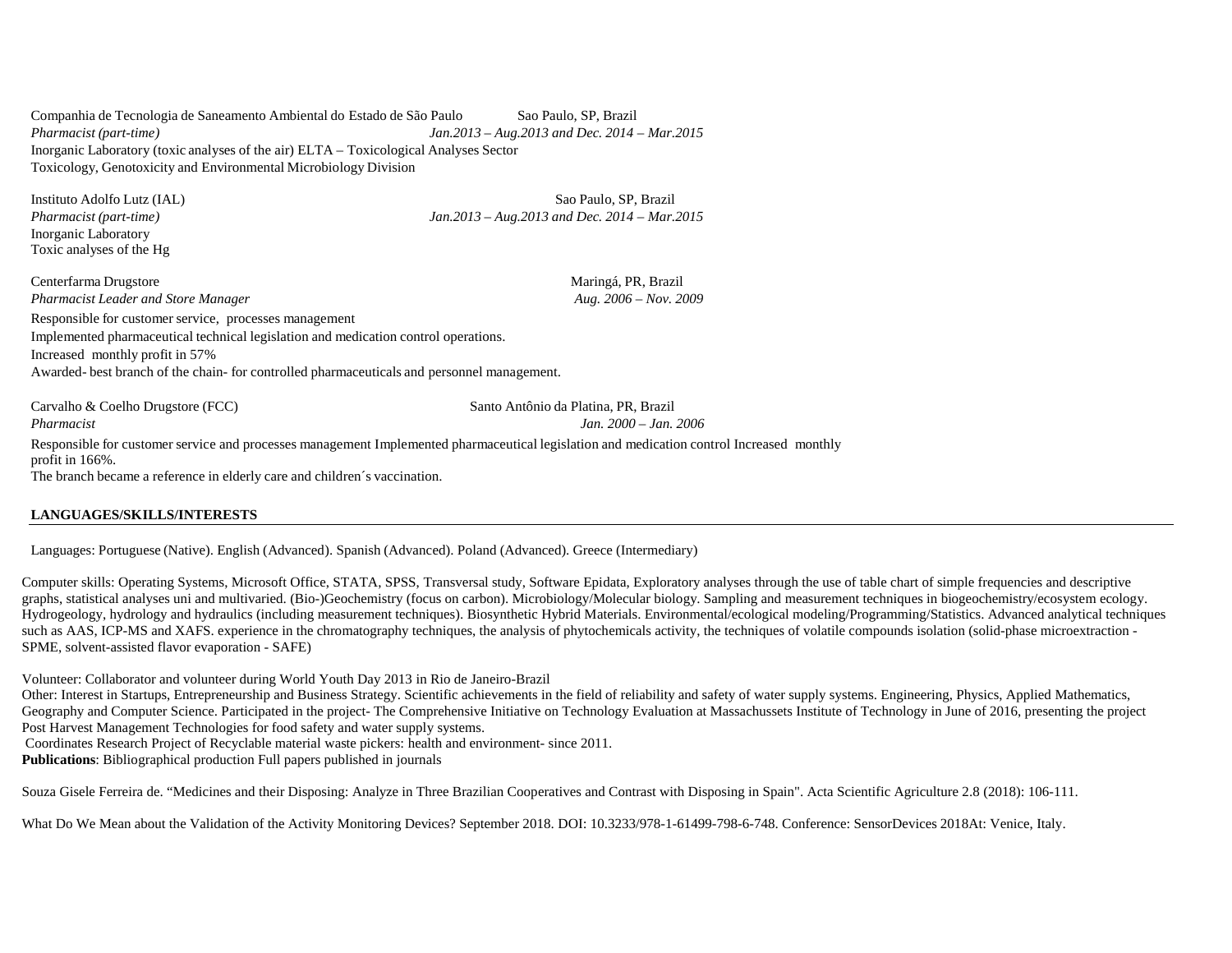Companhia de Tecnologia de Saneamento Ambiental do Estado de São Paulo — Sao Paulo, SP, Brazil
*Pharmacist (part-time)* — *Jan.2013 – Aug.2013 and Dec. 2014 – Mar.2015*
Inorganic Laboratory (toxic analyses of the air) ELTA – Toxicological Analyses Sector
Toxicology, Genotoxicity and Environmental Microbiology Division

Instituto Adolfo Lutz (IAL) — Sao Paulo, SP, Brazil
*Pharmacist (part-time)* — *Jan.2013 – Aug.2013 and Dec. 2014 – Mar.2015*
Inorganic Laboratory
Toxic analyses of the Hg

Centerfarma Drugstore — Maringá, PR, Brazil
*Pharmacist Leader and Store Manager* — *Aug. 2006 – Nov. 2009*
Responsible for customer service, processes management
Implemented pharmaceutical technical legislation and medication control operations.
Increased monthly profit in 57%
Awarded- best branch of the chain- for controlled pharmaceuticals and personnel management.

Carvalho & Coelho Drugstore (FCC) — Santo Antônio da Platina, PR, Brazil
*Pharmacist* — *Jan. 2000 – Jan. 2006*
Responsible for customer service and processes management Implemented pharmaceutical legislation and medication control Increased monthly profit in 166%.
The branch became a reference in elderly care and children´s vaccination.

## LANGUAGES/SKILLS/INTERESTS

Languages: Portuguese (Native). English (Advanced). Spanish (Advanced). Poland (Advanced). Greece (Intermediary)

Computer skills: Operating Systems, Microsoft Office, STATA, SPSS, Transversal study, Software Epidata, Exploratory analyses through the use of table chart of simple frequencies and descriptive graphs, statistical analyses uni and multivaried. (Bio-)Geochemistry (focus on carbon). Microbiology/Molecular biology. Sampling and measurement techniques in biogeochemistry/ecosystem ecology. Hydrogeology, hydrology and hydraulics (including measurement techniques). Biosynthetic Hybrid Materials. Environmental/ecological modeling/Programming/Statistics. Advanced analytical techniques such as AAS, ICP-MS and XAFS. experience in the chromatography techniques, the analysis of phytochemicals activity, the techniques of volatile compounds isolation (solid-phase microextraction - SPME, solvent-assisted flavor evaporation - SAFE)

Volunteer: Collaborator and volunteer during World Youth Day 2013 in Rio de Janeiro-Brazil
Other: Interest in Startups, Entrepreneurship and Business Strategy. Scientific achievements in the field of reliability and safety of water supply systems. Engineering, Physics, Applied Mathematics, Geography and Computer Science. Participated in the project- The Comprehensive Initiative on Technology Evaluation at Massachussets Institute of Technology in June of 2016, presenting the project Post Harvest Management Technologies for food safety and water supply systems.
Coordinates Research Project of Recyclable material waste pickers: health and environment- since 2011.
**Publications**: Bibliographical production Full papers published in journals

Souza Gisele Ferreira de. "Medicines and their Disposing: Analyze in Three Brazilian Cooperatives and Contrast with Disposing in Spain". Acta Scientific Agriculture 2.8 (2018): 106-111.

What Do We Mean about the Validation of the Activity Monitoring Devices? September 2018. DOI: 10.3233/978-1-61499-798-6-748. Conference: SensorDevices 2018At: Venice, Italy.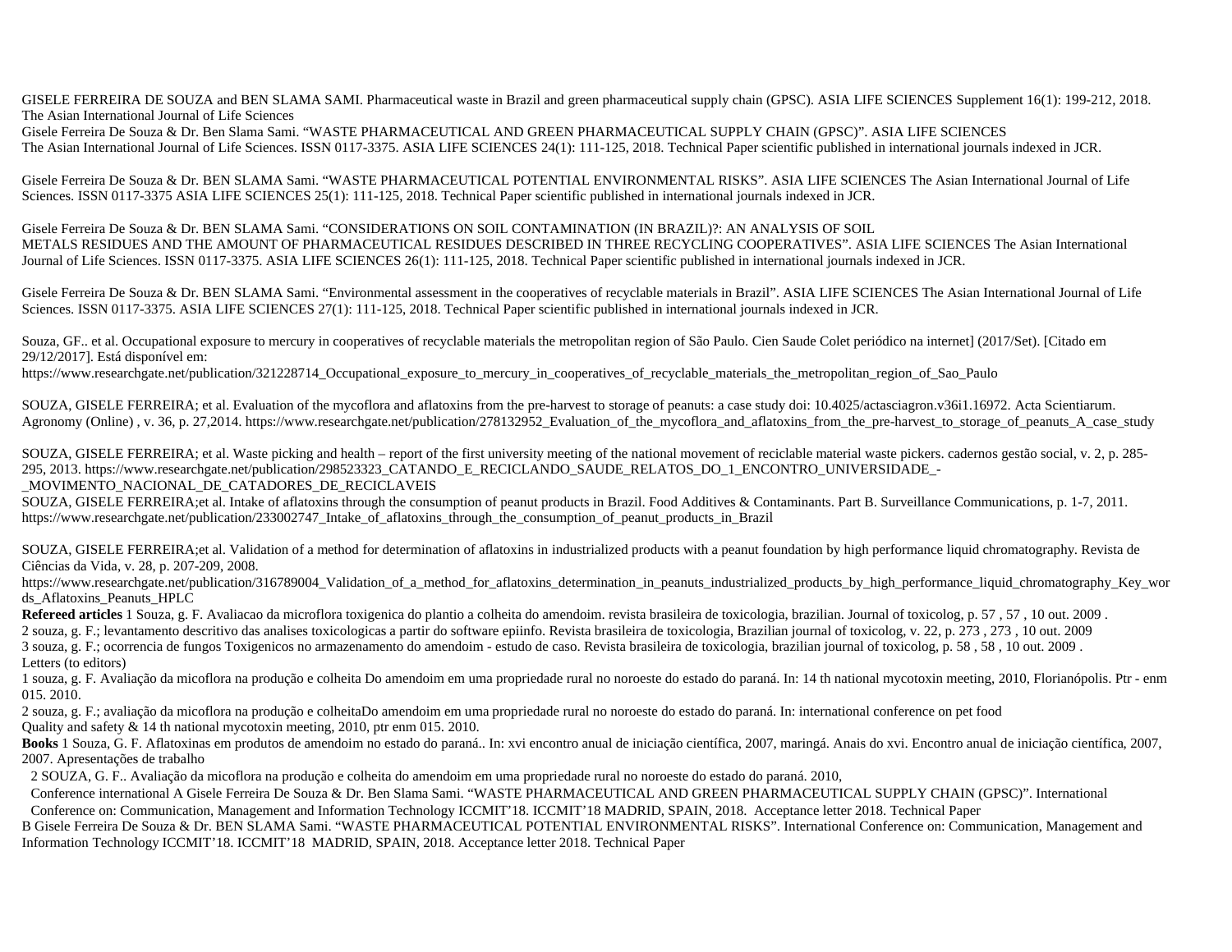GISELE FERREIRA DE SOUZA and BEN SLAMA SAMI. Pharmaceutical waste in Brazil and green pharmaceutical supply chain (GPSC). ASIA LIFE SCIENCES Supplement 16(1): 199-212, 2018. The Asian International Journal of Life Sciences

Gisele Ferreira De Souza & Dr. Ben Slama Sami. "WASTE PHARMACEUTICAL AND GREEN PHARMACEUTICAL SUPPLY CHAIN (GPSC)". ASIA LIFE SCIENCES The Asian International Journal of Life Sciences. ISSN 0117-3375. ASIA LIFE SCIENCES 24(1): 111-125, 2018. Technical Paper scientific published in international journals indexed in JCR.

Gisele Ferreira De Souza & Dr. BEN SLAMA Sami. "WASTE PHARMACEUTICAL POTENTIAL ENVIRONMENTAL RISKS". ASIA LIFE SCIENCES The Asian International Journal of Life Sciences. ISSN 0117-3375 ASIA LIFE SCIENCES 25(1): 111-125, 2018. Technical Paper scientific published in international journals indexed in JCR.

Gisele Ferreira De Souza & Dr. BEN SLAMA Sami. "CONSIDERATIONS ON SOIL CONTAMINATION (IN BRAZIL)?: AN ANALYSIS OF SOIL METALS RESIDUES AND THE AMOUNT OF PHARMACEUTICAL RESIDUES DESCRIBED IN THREE RECYCLING COOPERATIVES". ASIA LIFE SCIENCES The Asian International Journal of Life Sciences. ISSN 0117-3375. ASIA LIFE SCIENCES 26(1): 111-125, 2018. Technical Paper scientific published in international journals indexed in JCR.

Gisele Ferreira De Souza & Dr. BEN SLAMA Sami. "Environmental assessment in the cooperatives of recyclable materials in Brazil". ASIA LIFE SCIENCES The Asian International Journal of Life Sciences. ISSN 0117-3375. ASIA LIFE SCIENCES 27(1): 111-125, 2018. Technical Paper scientific published in international journals indexed in JCR.

Souza, GF.. et al. Occupational exposure to mercury in cooperatives of recyclable materials the metropolitan region of São Paulo. Cien Saude Colet periódico na internet] (2017/Set). [Citado em 29/12/2017]. Está disponível em:
https://www.researchgate.net/publication/321228714_Occupational_exposure_to_mercury_in_cooperatives_of_recyclable_materials_the_metropolitan_region_of_Sao_Paulo

SOUZA, GISELE FERREIRA; et al. Evaluation of the mycoflora and aflatoxins from the pre-harvest to storage of peanuts: a case study doi: 10.4025/actasciagron.v36i1.16972. Acta Scientiarum. Agronomy (Online) , v. 36, p. 27,2014. https://www.researchgate.net/publication/278132952_Evaluation_of_the_mycoflora_and_aflatoxins_from_the_pre-harvest_to_storage_of_peanuts_A_case_study

SOUZA, GISELE FERREIRA; et al. Waste picking and health – report of the first university meeting of the national movement of reciclable material waste pickers. cadernos gestão social, v. 2, p. 285-295, 2013. https://www.researchgate.net/publication/298523323_CATANDO_E_RECICLANDO_SAUDE_RELATOS_DO_1_ENCONTRO_UNIVERSIDADE_-_MOVIMENTO_NACIONAL_DE_CATADORES_DE_RECICLAVEIS

SOUZA, GISELE FERREIRA;et al. Intake of aflatoxins through the consumption of peanut products in Brazil. Food Additives & Contaminants. Part B. Surveillance Communications, p. 1-7, 2011. https://www.researchgate.net/publication/233002747_Intake_of_aflatoxins_through_the_consumption_of_peanut_products_in_Brazil

SOUZA, GISELE FERREIRA;et al. Validation of a method for determination of aflatoxins in industrialized products with a peanut foundation by high performance liquid chromatography. Revista de Ciências da Vida, v. 28, p. 207-209, 2008.
https://www.researchgate.net/publication/316789004_Validation_of_a_method_for_aflatoxins_determination_in_peanuts_industrialized_products_by_high_performance_liquid_chromatography_Key_words_Aflatoxins_Peanuts_HPLC

**Refereed articles** 1 Souza, g. F. Avaliacao da microflora toxigenica do plantio a colheita do amendoim. revista brasileira de toxicologia, brazilian. Journal of toxicolog, p. 57 , 57 , 10 out. 2009 .
2 souza, g. F.; levantamento descritivo das analises toxicologicas a partir do software epiinfo. Revista brasileira de toxicologia, Brazilian journal of toxicolog, v. 22, p. 273 , 273 , 10 out. 2009
3 souza, g. F.; ocorrencia de fungos Toxigenicos no armazenamento do amendoim - estudo de caso. Revista brasileira de toxicologia, brazilian journal of toxicolog, p. 58 , 58 , 10 out. 2009 .
Letters (to editors)
1 souza, g. F. Avaliação da micoflora na produção e colheita Do amendoim em uma propriedade rural no noroeste do estado do paraná. In: 14 th national mycotoxin meeting, 2010, Florianópolis. Ptr - enm 015. 2010.
2 souza, g. F.; avaliação da micoflora na produção e colheitaDo amendoim em uma propriedade rural no noroeste do estado do paraná. In: international conference on pet food Quality and safety & 14 th national mycotoxin meeting, 2010, ptr enm 015. 2010.
**Books** 1 Souza, G. F. Aflatoxinas em produtos de amendoim no estado do paraná.. In: xvi encontro anual de iniciação científica, 2007, maringá. Anais do xvi. Encontro anual de iniciação científica, 2007, 2007. Apresentações de trabalho
2 SOUZA, G. F.. Avaliação da micoflora na produção e colheita do amendoim em uma propriedade rural no noroeste do estado do paraná. 2010,
Conference international A Gisele Ferreira De Souza & Dr. Ben Slama Sami. "WASTE PHARMACEUTICAL AND GREEN PHARMACEUTICAL SUPPLY CHAIN (GPSC)". International Conference on: Communication, Management and Information Technology ICCMIT'18. ICCMIT'18 MADRID, SPAIN, 2018. Acceptance letter 2018. Technical Paper
B Gisele Ferreira De Souza & Dr. BEN SLAMA Sami. "WASTE PHARMACEUTICAL POTENTIAL ENVIRONMENTAL RISKS". International Conference on: Communication, Management and Information Technology ICCMIT'18. ICCMIT'18 MADRID, SPAIN, 2018. Acceptance letter 2018. Technical Paper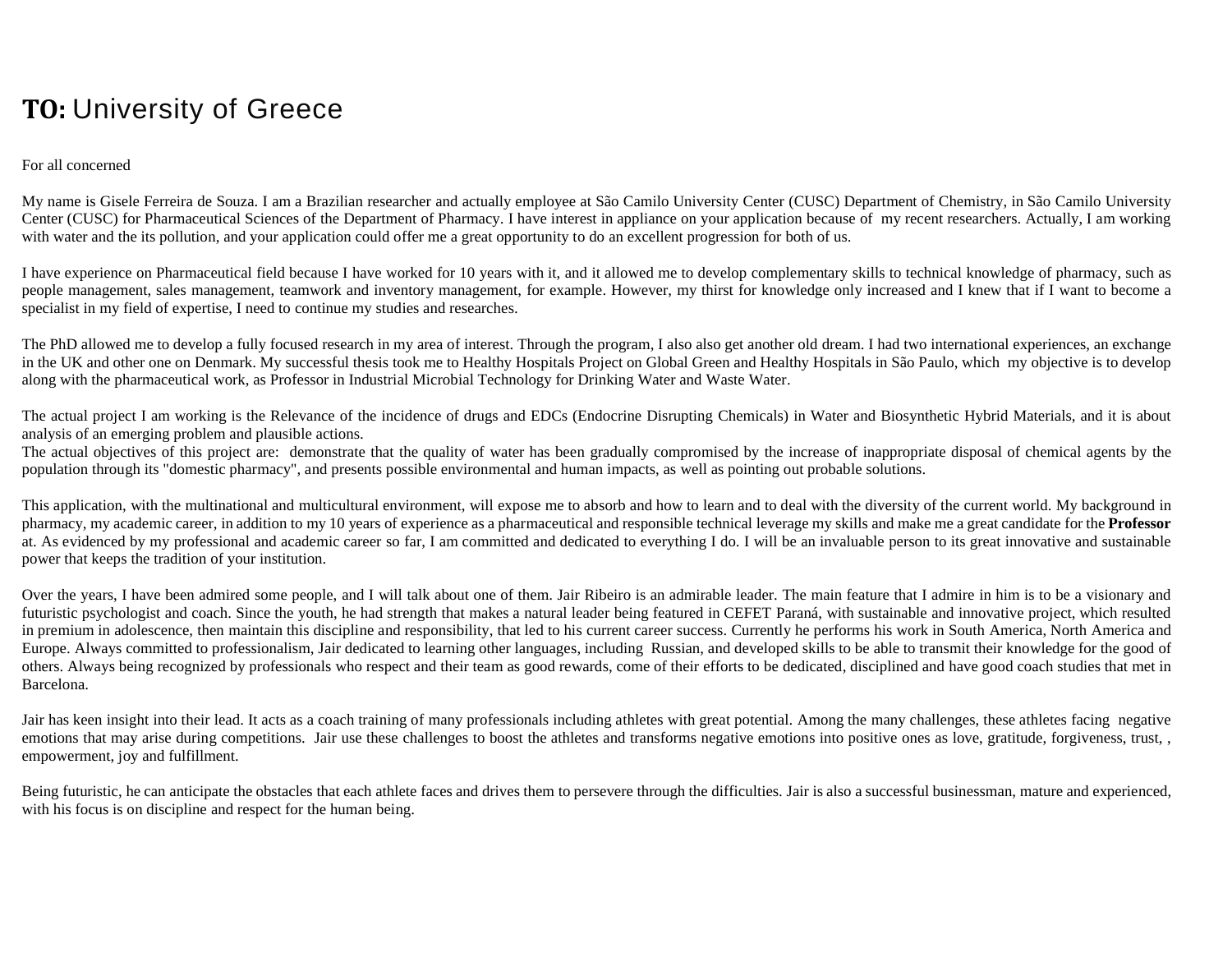**TO:** University of Greece

For all concerned

My name is Gisele Ferreira de Souza. I am a Brazilian researcher and actually employee at São Camilo University Center (CUSC) Department of Chemistry, in São Camilo University Center (CUSC) for Pharmaceutical Sciences of the Department of Pharmacy. I have interest in appliance on your application because of my recent researchers. Actually, I am working with water and the its pollution, and your application could offer me a great opportunity to do an excellent progression for both of us.

I have experience on Pharmaceutical field because I have worked for 10 years with it, and it allowed me to develop complementary skills to technical knowledge of pharmacy, such as people management, sales management, teamwork and inventory management, for example. However, my thirst for knowledge only increased and I knew that if I want to become a specialist in my field of expertise, I need to continue my studies and researches.

The PhD allowed me to develop a fully focused research in my area of interest. Through the program, I also also get another old dream. I had two international experiences, an exchange in the UK and other one on Denmark. My successful thesis took me to Healthy Hospitals Project on Global Green and Healthy Hospitals in São Paulo, which my objective is to develop along with the pharmaceutical work, as Professor in Industrial Microbial Technology for Drinking Water and Waste Water.

The actual project I am working is the Relevance of the incidence of drugs and EDCs (Endocrine Disrupting Chemicals) in Water and Biosynthetic Hybrid Materials, and it is about analysis of an emerging problem and plausible actions.
The actual objectives of this project are: demonstrate that the quality of water has been gradually compromised by the increase of inappropriate disposal of chemical agents by the population through its "domestic pharmacy", and presents possible environmental and human impacts, as well as pointing out probable solutions.

This application, with the multinational and multicultural environment, will expose me to absorb and how to learn and to deal with the diversity of the current world. My background in pharmacy, my academic career, in addition to my 10 years of experience as a pharmaceutical and responsible technical leverage my skills and make me a great candidate for the **Professor** at. As evidenced by my professional and academic career so far, I am committed and dedicated to everything I do. I will be an invaluable person to its great innovative and sustainable power that keeps the tradition of your institution.

Over the years, I have been admired some people, and I will talk about one of them. Jair Ribeiro is an admirable leader. The main feature that I admire in him is to be a visionary and futuristic psychologist and coach. Since the youth, he had strength that makes a natural leader being featured in CEFET Paraná, with sustainable and innovative project, which resulted in premium in adolescence, then maintain this discipline and responsibility, that led to his current career success. Currently he performs his work in South America, North America and Europe. Always committed to professionalism, Jair dedicated to learning other languages, including Russian, and developed skills to be able to transmit their knowledge for the good of others. Always being recognized by professionals who respect and their team as good rewards, come of their efforts to be dedicated, disciplined and have good coach studies that met in Barcelona.

Jair has keen insight into their lead. It acts as a coach training of many professionals including athletes with great potential. Among the many challenges, these athletes facing negative emotions that may arise during competitions. Jair use these challenges to boost the athletes and transforms negative emotions into positive ones as love, gratitude, forgiveness, trust, , empowerment, joy and fulfillment.

Being futuristic, he can anticipate the obstacles that each athlete faces and drives them to persevere through the difficulties. Jair is also a successful businessman, mature and experienced, with his focus is on discipline and respect for the human being.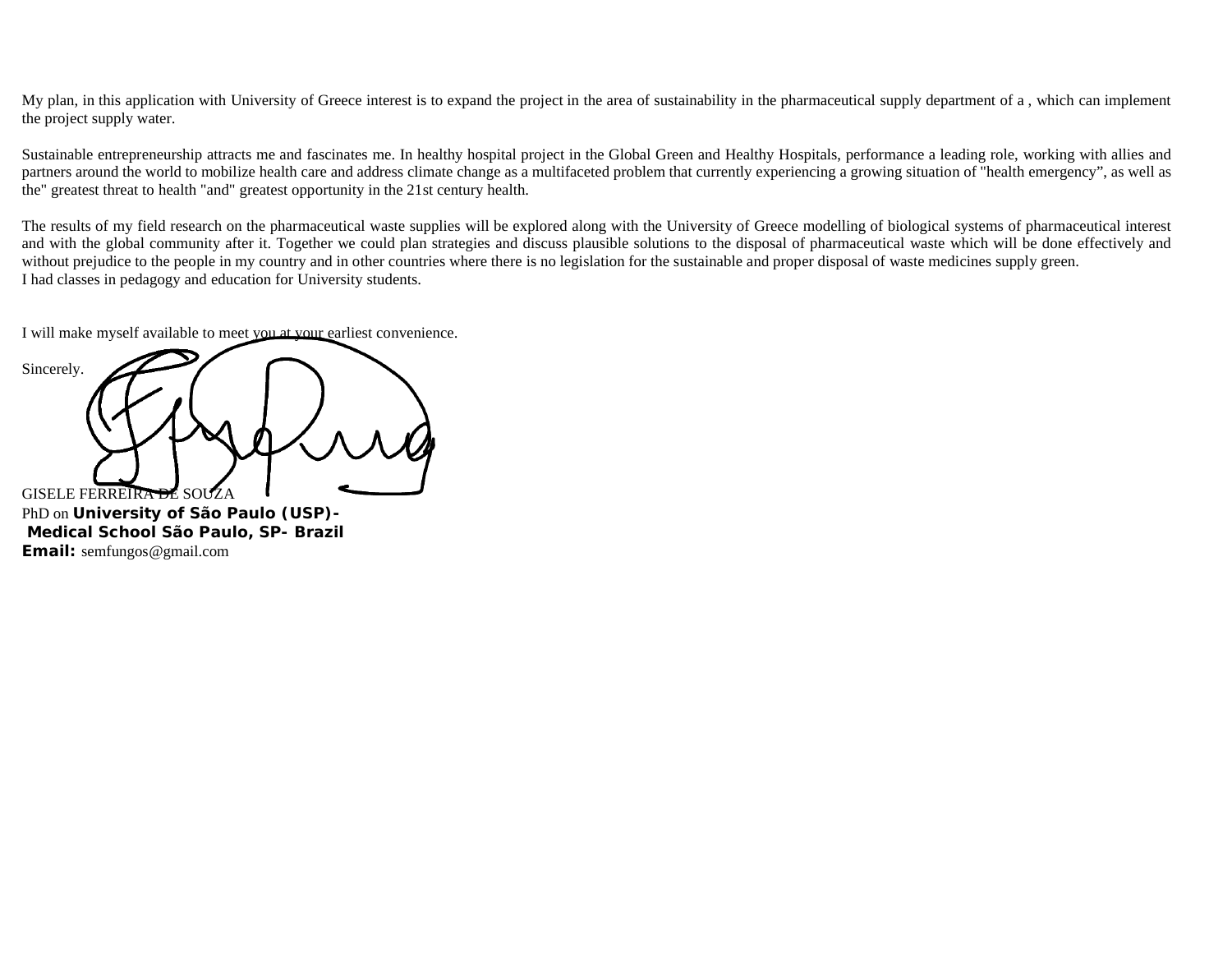My plan, in this application with University of Greece interest is to expand the project in the area of sustainability in the pharmaceutical supply department of a , which can implement the project supply water.

Sustainable entrepreneurship attracts me and fascinates me. In healthy hospital project in the Global Green and Healthy Hospitals, performance a leading role, working with allies and partners around the world to mobilize health care and address climate change as a multifaceted problem that currently experiencing a growing situation of "health emergency", as well as the" greatest threat to health "and" greatest opportunity in the 21st century health.

The results of my field research on the pharmaceutical waste supplies will be explored along with the University of Greece modelling of biological systems of pharmaceutical interest and with the global community after it. Together we could plan strategies and discuss plausible solutions to the disposal of pharmaceutical waste which will be done effectively and without prejudice to the people in my country and in other countries where there is no legislation for the sustainable and proper disposal of waste medicines supply green.
I had classes in pedagogy and education for University students.

I will make myself available to meet you at your earliest convenience.

Sincerely.

GISELE FERREIRA DE SOUZA
PhD on **University of São Paulo (USP)-**
**Medical School São Paulo, SP- Brazil**
**Email:** semfungos@gmail.com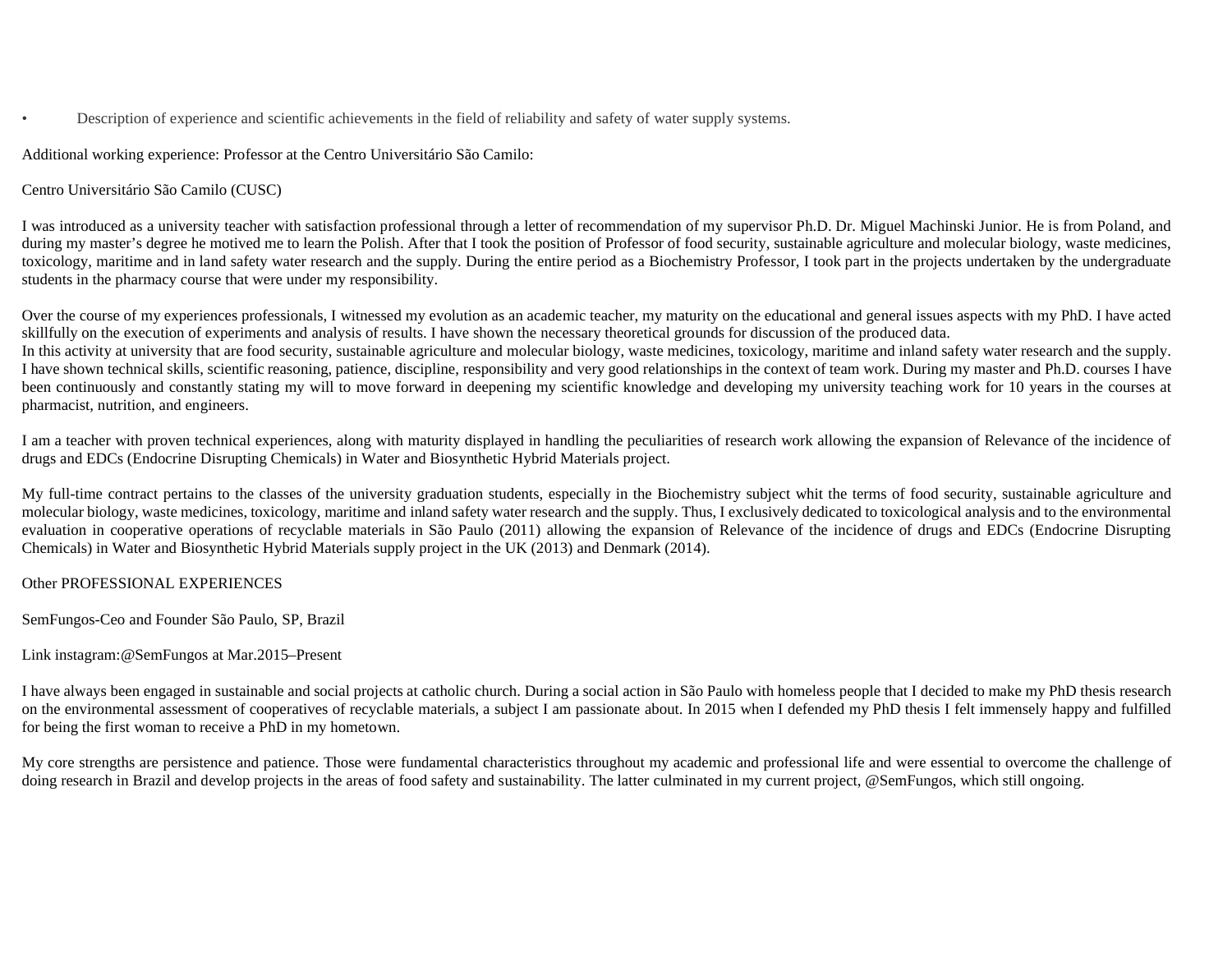- Description of experience and scientific achievements in the field of reliability and safety of water supply systems.

Additional working experience: Professor at the Centro Universitário São Camilo:

Centro Universitário São Camilo (CUSC)

I was introduced as a university teacher with satisfaction professional through a letter of recommendation of my supervisor Ph.D. Dr. Miguel Machinski Junior. He is from Poland, and during my master's degree he motived me to learn the Polish. After that I took the position of Professor of food security, sustainable agriculture and molecular biology, waste medicines, toxicology, maritime and in land safety water research and the supply. During the entire period as a Biochemistry Professor, I took part in the projects undertaken by the undergraduate students in the pharmacy course that were under my responsibility.

Over the course of my experiences professionals, I witnessed my evolution as an academic teacher, my maturity on the educational and general issues aspects with my PhD. I have acted skillfully on the execution of experiments and analysis of results. I have shown the necessary theoretical grounds for discussion of the produced data.
In this activity at university that are food security, sustainable agriculture and molecular biology, waste medicines, toxicology, maritime and inland safety water research and the supply. I have shown technical skills, scientific reasoning, patience, discipline, responsibility and very good relationships in the context of team work. During my master and Ph.D. courses I have been continuously and constantly stating my will to move forward in deepening my scientific knowledge and developing my university teaching work for 10 years in the courses at pharmacist, nutrition, and engineers.

I am a teacher with proven technical experiences, along with maturity displayed in handling the peculiarities of research work allowing the expansion of Relevance of the incidence of drugs and EDCs (Endocrine Disrupting Chemicals) in Water and Biosynthetic Hybrid Materials project.

My full-time contract pertains to the classes of the university graduation students, especially in the Biochemistry subject whit the terms of food security, sustainable agriculture and molecular biology, waste medicines, toxicology, maritime and inland safety water research and the supply. Thus, I exclusively dedicated to toxicological analysis and to the environmental evaluation in cooperative operations of recyclable materials in São Paulo (2011) allowing the expansion of Relevance of the incidence of drugs and EDCs (Endocrine Disrupting Chemicals) in Water and Biosynthetic Hybrid Materials supply project in the UK (2013) and Denmark (2014).

Other PROFESSIONAL EXPERIENCES

SemFungos-Ceo and Founder São Paulo, SP, Brazil

Link instagram:@SemFungos at Mar.2015–Present

I have always been engaged in sustainable and social projects at catholic church. During a social action in São Paulo with homeless people that I decided to make my PhD thesis research on the environmental assessment of cooperatives of recyclable materials, a subject I am passionate about. In 2015 when I defended my PhD thesis I felt immensely happy and fulfilled for being the first woman to receive a PhD in my hometown.

My core strengths are persistence and patience. Those were fundamental characteristics throughout my academic and professional life and were essential to overcome the challenge of doing research in Brazil and develop projects in the areas of food safety and sustainability. The latter culminated in my current project, @SemFungos, which still ongoing.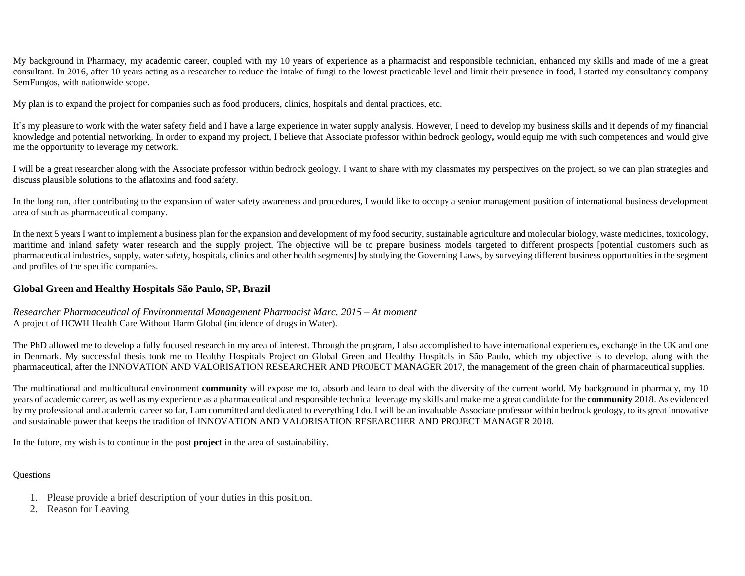My background in Pharmacy, my academic career, coupled with my 10 years of experience as a pharmacist and responsible technician, enhanced my skills and made of me a great consultant. In 2016, after 10 years acting as a researcher to reduce the intake of fungi to the lowest practicable level and limit their presence in food, I started my consultancy company SemFungos, with nationwide scope.

My plan is to expand the project for companies such as food producers, clinics, hospitals and dental practices, etc.

It`s my pleasure to work with the water safety field and I have a large experience in water supply analysis. However, I need to develop my business skills and it depends of my financial knowledge and potential networking. In order to expand my project, I believe that Associate professor within bedrock geology**,** would equip me with such competences and would give me the opportunity to leverage my network.

I will be a great researcher along with the Associate professor within bedrock geology. I want to share with my classmates my perspectives on the project, so we can plan strategies and discuss plausible solutions to the aflatoxins and food safety.

In the long run, after contributing to the expansion of water safety awareness and procedures, I would like to occupy a senior management position of international business development area of such as pharmaceutical company.

In the next 5 years I want to implement a business plan for the expansion and development of my food security, sustainable agriculture and molecular biology, waste medicines, toxicology, maritime and inland safety water research and the supply project. The objective will be to prepare business models targeted to different prospects [potential customers such as pharmaceutical industries, supply, water safety, hospitals, clinics and other health segments] by studying the Governing Laws, by surveying different business opportunities in the segment and profiles of the specific companies.

**Global Green and Healthy Hospitals São Paulo, SP, Brazil**

*Researcher Pharmaceutical of Environmental Management Pharmacist Marc. 2015 – At moment*
A project of HCWH Health Care Without Harm Global (incidence of drugs in Water).

The PhD allowed me to develop a fully focused research in my area of interest. Through the program, I also accomplished to have international experiences, exchange in the UK and one in Denmark. My successful thesis took me to Healthy Hospitals Project on Global Green and Healthy Hospitals in São Paulo, which my objective is to develop, along with the pharmaceutical, after the INNOVATION AND VALORISATION RESEARCHER AND PROJECT MANAGER 2017, the management of the green chain of pharmaceutical supplies.

The multinational and multicultural environment **community** will expose me to, absorb and learn to deal with the diversity of the current world. My background in pharmacy, my 10 years of academic career, as well as my experience as a pharmaceutical and responsible technical leverage my skills and make me a great candidate for the **community** 2018. As evidenced by my professional and academic career so far, I am committed and dedicated to everything I do. I will be an invaluable Associate professor within bedrock geology, to its great innovative and sustainable power that keeps the tradition of INNOVATION AND VALORISATION RESEARCHER AND PROJECT MANAGER 2018.

In the future, my wish is to continue in the post **project** in the area of sustainability.

Questions

1. Please provide a brief description of your duties in this position.
2. Reason for Leaving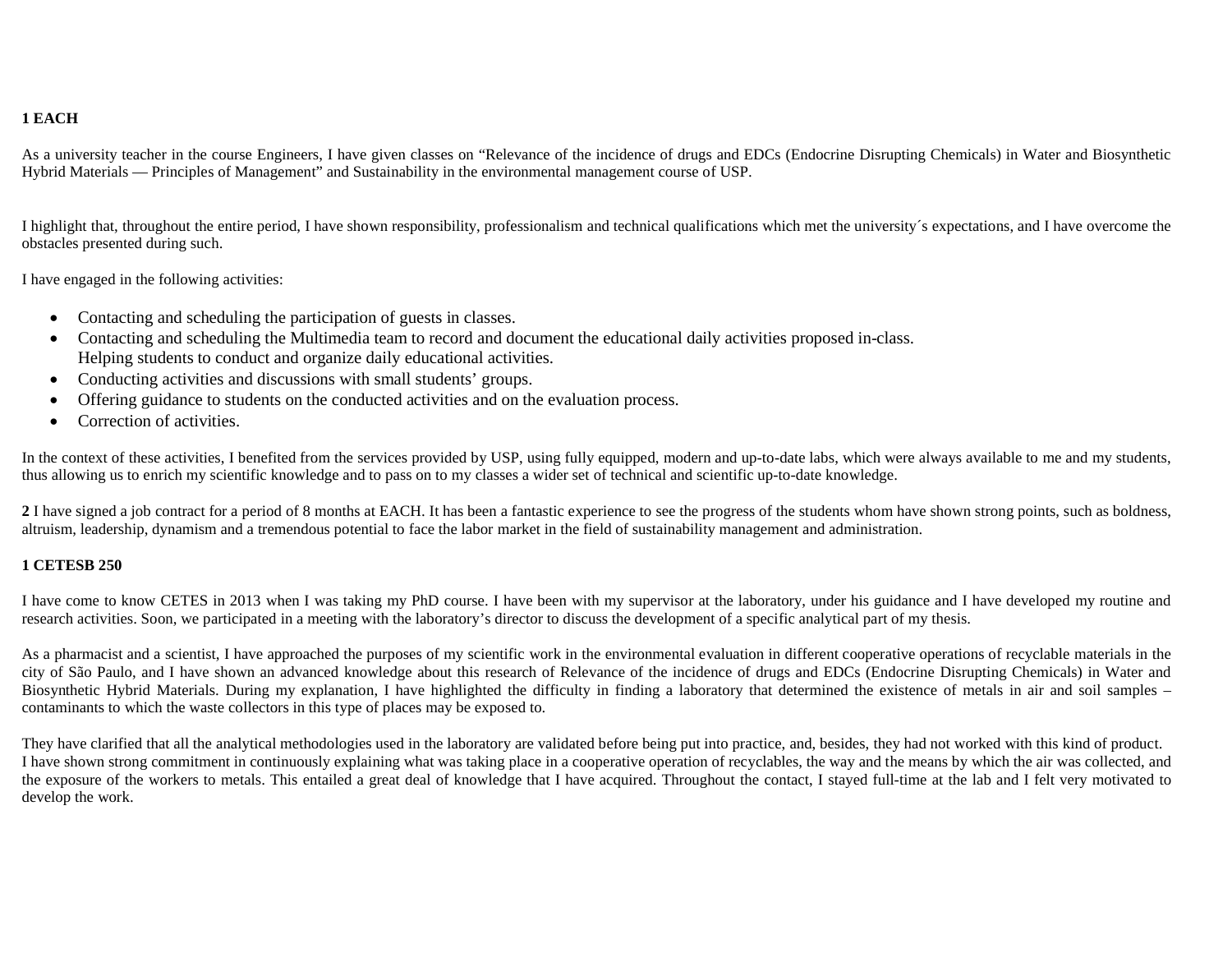**1 EACH**

As a university teacher in the course Engineers, I have given classes on "Relevance of the incidence of drugs and EDCs (Endocrine Disrupting Chemicals) in Water and Biosynthetic Hybrid Materials — Principles of Management" and Sustainability in the environmental management course of USP.

I highlight that, throughout the entire period, I have shown responsibility, professionalism and technical qualifications which met the university´s expectations, and I have overcome the obstacles presented during such.

I have engaged in the following activities:

- Contacting and scheduling the participation of guests in classes.
- Contacting and scheduling the Multimedia team to record and document the educational daily activities proposed in-class.
  Helping students to conduct and organize daily educational activities.
- Conducting activities and discussions with small students' groups.
- Offering guidance to students on the conducted activities and on the evaluation process.
- Correction of activities.

In the context of these activities, I benefited from the services provided by USP, using fully equipped, modern and up-to-date labs, which were always available to me and my students, thus allowing us to enrich my scientific knowledge and to pass on to my classes a wider set of technical and scientific up-to-date knowledge.

**2** I have signed a job contract for a period of 8 months at EACH. It has been a fantastic experience to see the progress of the students whom have shown strong points, such as boldness, altruism, leadership, dynamism and a tremendous potential to face the labor market in the field of sustainability management and administration.

**1 CETESB 250**

I have come to know CETES in 2013 when I was taking my PhD course. I have been with my supervisor at the laboratory, under his guidance and I have developed my routine and research activities. Soon, we participated in a meeting with the laboratory's director to discuss the development of a specific analytical part of my thesis.

As a pharmacist and a scientist, I have approached the purposes of my scientific work in the environmental evaluation in different cooperative operations of recyclable materials in the city of São Paulo, and I have shown an advanced knowledge about this research of Relevance of the incidence of drugs and EDCs (Endocrine Disrupting Chemicals) in Water and Biosynthetic Hybrid Materials. During my explanation, I have highlighted the difficulty in finding a laboratory that determined the existence of metals in air and soil samples – contaminants to which the waste collectors in this type of places may be exposed to.

They have clarified that all the analytical methodologies used in the laboratory are validated before being put into practice, and, besides, they had not worked with this kind of product.
I have shown strong commitment in continuously explaining what was taking place in a cooperative operation of recyclables, the way and the means by which the air was collected, and the exposure of the workers to metals. This entailed a great deal of knowledge that I have acquired. Throughout the contact, I stayed full-time at the lab and I felt very motivated to develop the work.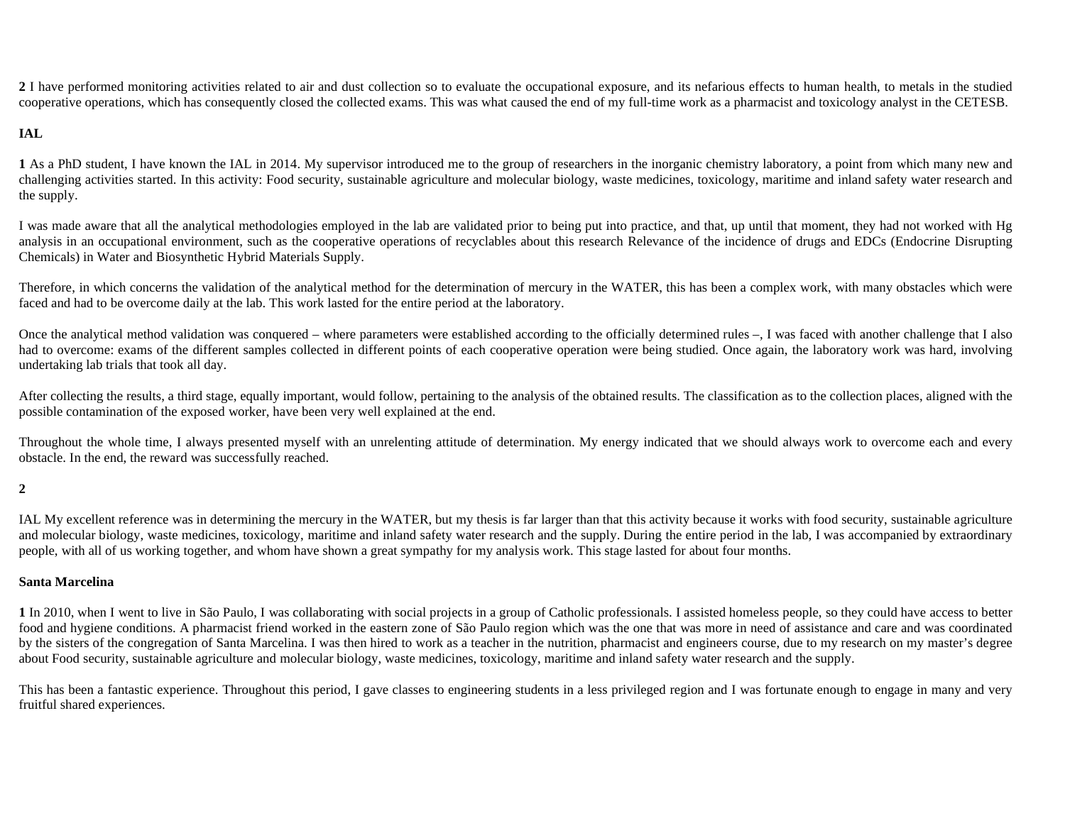**2** I have performed monitoring activities related to air and dust collection so to evaluate the occupational exposure, and its nefarious effects to human health, to metals in the studied cooperative operations, which has consequently closed the collected exams. This was what caused the end of my full-time work as a pharmacist and toxicology analyst in the CETESB.

**IAL**

**1** As a PhD student, I have known the IAL in 2014. My supervisor introduced me to the group of researchers in the inorganic chemistry laboratory, a point from which many new and challenging activities started. In this activity: Food security, sustainable agriculture and molecular biology, waste medicines, toxicology, maritime and inland safety water research and the supply.

I was made aware that all the analytical methodologies employed in the lab are validated prior to being put into practice, and that, up until that moment, they had not worked with Hg analysis in an occupational environment, such as the cooperative operations of recyclables about this research Relevance of the incidence of drugs and EDCs (Endocrine Disrupting Chemicals) in Water and Biosynthetic Hybrid Materials Supply.

Therefore, in which concerns the validation of the analytical method for the determination of mercury in the WATER, this has been a complex work, with many obstacles which were faced and had to be overcome daily at the lab. This work lasted for the entire period at the laboratory.

Once the analytical method validation was conquered – where parameters were established according to the officially determined rules –, I was faced with another challenge that I also had to overcome: exams of the different samples collected in different points of each cooperative operation were being studied. Once again, the laboratory work was hard, involving undertaking lab trials that took all day.

After collecting the results, a third stage, equally important, would follow, pertaining to the analysis of the obtained results. The classification as to the collection places, aligned with the possible contamination of the exposed worker, have been very well explained at the end.

Throughout the whole time, I always presented myself with an unrelenting attitude of determination. My energy indicated that we should always work to overcome each and every obstacle. In the end, the reward was successfully reached.

**2**

IAL My excellent reference was in determining the mercury in the WATER, but my thesis is far larger than that this activity because it works with food security, sustainable agriculture and molecular biology, waste medicines, toxicology, maritime and inland safety water research and the supply. During the entire period in the lab, I was accompanied by extraordinary people, with all of us working together, and whom have shown a great sympathy for my analysis work. This stage lasted for about four months.

**Santa Marcelina**

**1** In 2010, when I went to live in São Paulo, I was collaborating with social projects in a group of Catholic professionals. I assisted homeless people, so they could have access to better food and hygiene conditions. A pharmacist friend worked in the eastern zone of São Paulo region which was the one that was more in need of assistance and care and was coordinated by the sisters of the congregation of Santa Marcelina. I was then hired to work as a teacher in the nutrition, pharmacist and engineers course, due to my research on my master's degree about Food security, sustainable agriculture and molecular biology, waste medicines, toxicology, maritime and inland safety water research and the supply.

This has been a fantastic experience. Throughout this period, I gave classes to engineering students in a less privileged region and I was fortunate enough to engage in many and very fruitful shared experiences.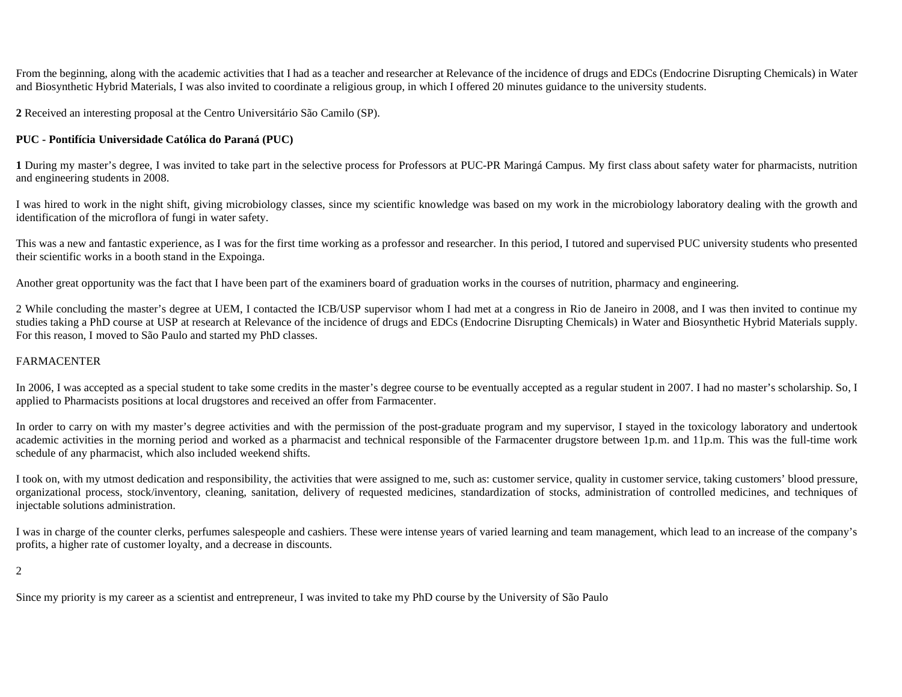From the beginning, along with the academic activities that I had as a teacher and researcher at Relevance of the incidence of drugs and EDCs (Endocrine Disrupting Chemicals) in Water and Biosynthetic Hybrid Materials, I was also invited to coordinate a religious group, in which I offered 20 minutes guidance to the university students.

**2** Received an interesting proposal at the Centro Universitário São Camilo (SP).

**PUC - Pontifícia Universidade Católica do Paraná (PUC)**

**1** During my master's degree, I was invited to take part in the selective process for Professors at PUC-PR Maringá Campus. My first class about safety water for pharmacists, nutrition and engineering students in 2008.

I was hired to work in the night shift, giving microbiology classes, since my scientific knowledge was based on my work in the microbiology laboratory dealing with the growth and identification of the microflora of fungi in water safety.

This was a new and fantastic experience, as I was for the first time working as a professor and researcher. In this period, I tutored and supervised PUC university students who presented their scientific works in a booth stand in the Expoinga.

Another great opportunity was the fact that I have been part of the examiners board of graduation works in the courses of nutrition, pharmacy and engineering.

2 While concluding the master's degree at UEM, I contacted the ICB/USP supervisor whom I had met at a congress in Rio de Janeiro in 2008, and I was then invited to continue my studies taking a PhD course at USP at research at Relevance of the incidence of drugs and EDCs (Endocrine Disrupting Chemicals) in Water and Biosynthetic Hybrid Materials supply. For this reason, I moved to São Paulo and started my PhD classes.

FARMACENTER

In 2006, I was accepted as a special student to take some credits in the master's degree course to be eventually accepted as a regular student in 2007. I had no master's scholarship. So, I applied to Pharmacists positions at local drugstores and received an offer from Farmacenter.

In order to carry on with my master's degree activities and with the permission of the post-graduate program and my supervisor, I stayed in the toxicology laboratory and undertook academic activities in the morning period and worked as a pharmacist and technical responsible of the Farmacenter drugstore between 1p.m. and 11p.m. This was the full-time work schedule of any pharmacist, which also included weekend shifts.

I took on, with my utmost dedication and responsibility, the activities that were assigned to me, such as: customer service, quality in customer service, taking customers' blood pressure, organizational process, stock/inventory, cleaning, sanitation, delivery of requested medicines, standardization of stocks, administration of controlled medicines, and techniques of injectable solutions administration.

I was in charge of the counter clerks, perfumes salespeople and cashiers. These were intense years of varied learning and team management, which lead to an increase of the company's profits, a higher rate of customer loyalty, and a decrease in discounts.

2

Since my priority is my career as a scientist and entrepreneur, I was invited to take my PhD course by the University of São Paulo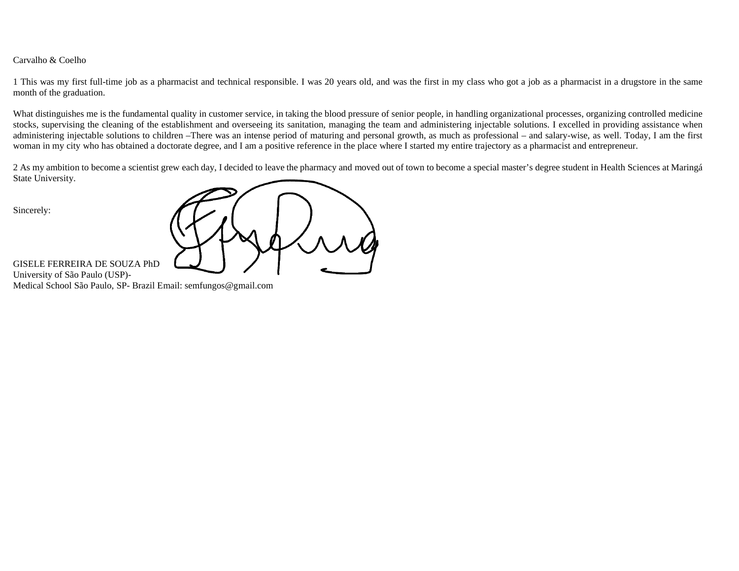Carvalho & Coelho

1 This was my first full-time job as a pharmacist and technical responsible. I was 20 years old, and was the first in my class who got a job as a pharmacist in a drugstore in the same month of the graduation.

What distinguishes me is the fundamental quality in customer service, in taking the blood pressure of senior people, in handling organizational processes, organizing controlled medicine stocks, supervising the cleaning of the establishment and overseeing its sanitation, managing the team and administering injectable solutions. I excelled in providing assistance when administering injectable solutions to children –There was an intense period of maturing and personal growth, as much as professional – and salary-wise, as well. Today, I am the first woman in my city who has obtained a doctorate degree, and I am a positive reference in the place where I started my entire trajectory as a pharmacist and entrepreneur.

2 As my ambition to become a scientist grew each day, I decided to leave the pharmacy and moved out of town to become a special master's degree student in Health Sciences at Maringá State University.

Sincerely:

GISELE FERREIRA DE SOUZA PhD
University of São Paulo (USP)-
Medical School São Paulo, SP- Brazil Email: semfungos@gmail.com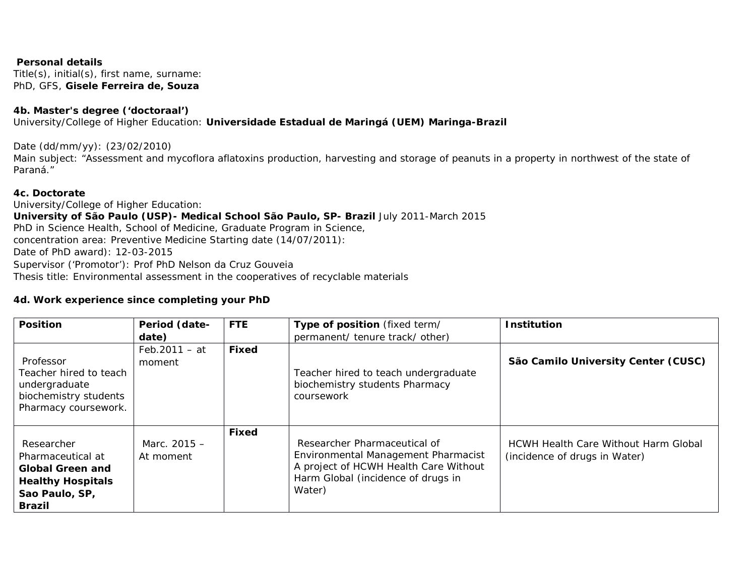**Personal details**

Title(s), initial(s), first name, surname:
PhD, GFS, **Gisele Ferreira de, Souza**

**4b. Master's degree ('doctoraal')**

University/College of Higher Education: **Universidade Estadual de Maringá (UEM) Maringa-Brazil**

Date (dd/mm/yy): (23/02/2010)
Main subject: "Assessment and mycoflora aflatoxins production, harvesting and storage of peanuts in a property in northwest of the state of Paraná."

**4c. Doctorate**

University/College of Higher Education:
**University of São Paulo (USP)- Medical School São Paulo, SP- Brazil** July 2011-March 2015
PhD in Science Health, School of Medicine, Graduate Program in Science,
concentration area: Preventive Medicine Starting date (14/07/2011):
Date of PhD award): 12-03-2015
Supervisor ('Promotor'): Prof PhD Nelson da Cruz Gouveia
Thesis title: Environmental assessment in the cooperatives of recyclable materials

**4d. Work experience since completing your PhD**

| **Position** | **Period (date-date)** | **FTE** | **Type of position** (fixed term/ permanent/ tenure track/ other) | **Institution** |
|---|---|---|---|---|
| Professor Teacher hired to teach undergraduate biochemistry students Pharmacy coursework. | Feb.2011 – at moment | **Fixed** | Teacher hired to teach undergraduate biochemistry students Pharmacy coursework | **São Camilo University Center (CUSC)** |
| Researcher Pharmaceutical at **Global Green and Healthy Hospitals Sao Paulo, SP, Brazil** | Marc. 2015 – At moment | **Fixed** | Researcher Pharmaceutical of Environmental Management Pharmacist A project of HCWH Health Care Without Harm Global (incidence of drugs in Water) | HCWH Health Care Without Harm Global (incidence of drugs in Water) |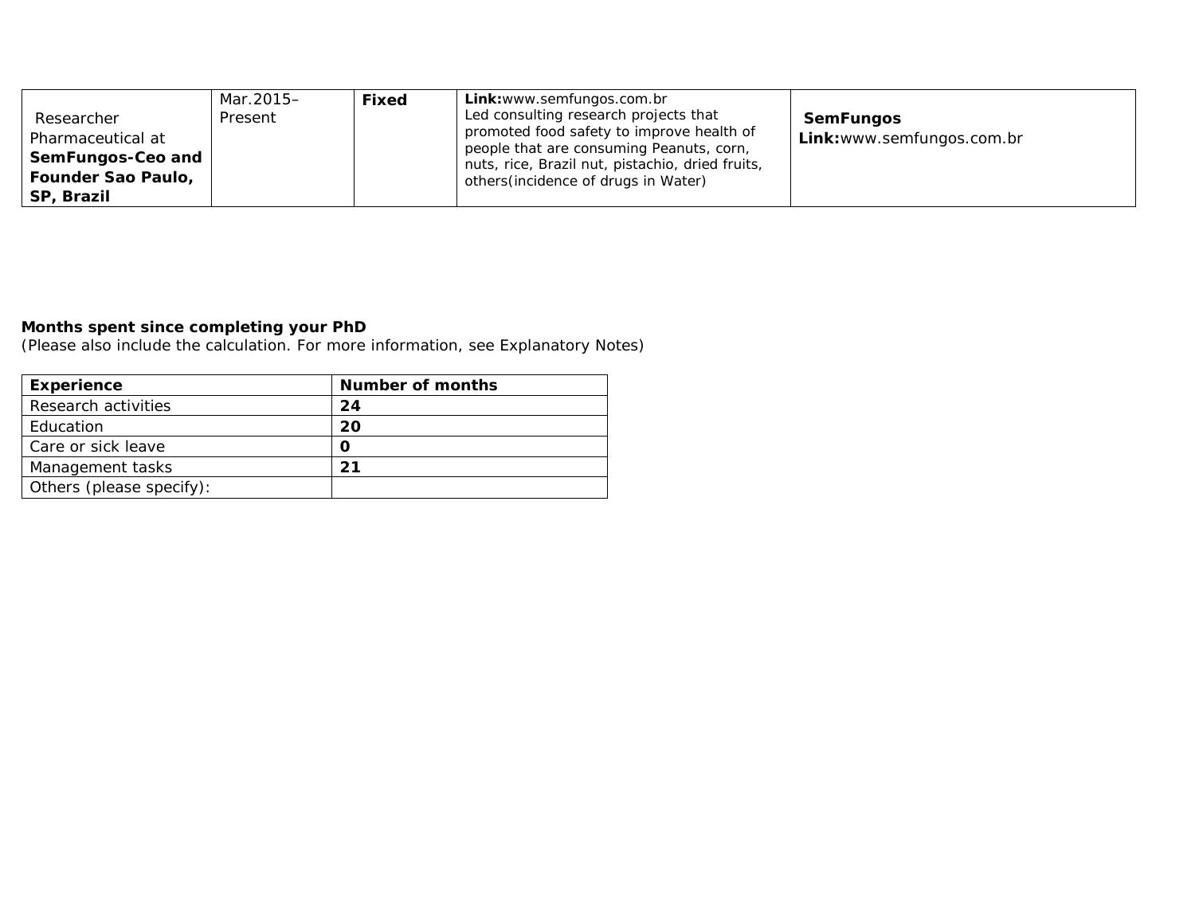| Researcher Pharmaceutical at **SemFungos-Ceo and Founder Sao Paulo, SP, Brazil** | Mar.2015–Present | **Fixed** | **Link:**www.semfungos.com.br Led consulting research projects that promoted food safety to improve health of people that are consuming Peanuts, corn, nuts, rice, Brazil nut, pistachio, dried fruits, others(incidence of drugs in Water) | **SemFungos** **Link:**www.semfungos.com.br |
|---|---|---|---|---|

**Months spent since completing your PhD**
(Please also include the calculation. For more information, see Explanatory Notes)

| **Experience** | **Number of months** |
|---|---|
| Research activities | **24** |
| Education | **20** |
| Care or sick leave | **0** |
| Management tasks | **21** |
| Others (please specify): | |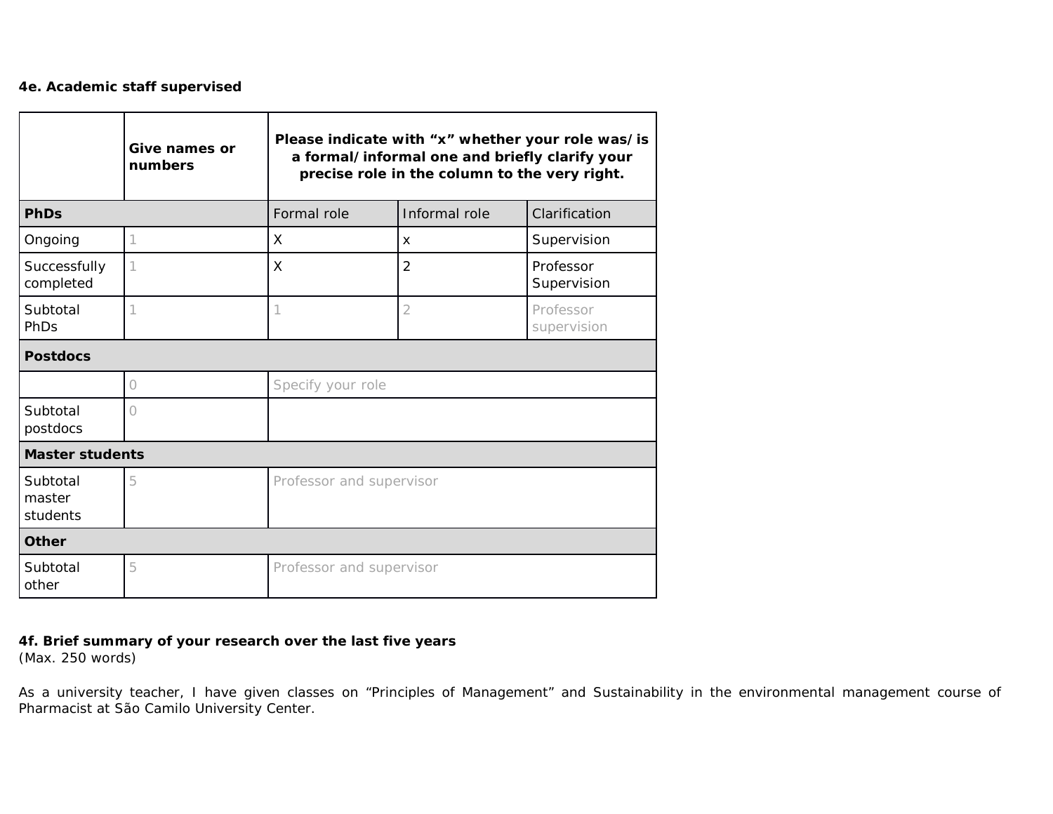**4e. Academic staff supervised**

| | Give names or numbers | Please indicate with "x" whether your role was/is a formal/informal one and briefly clarify your precise role in the column to the very right. | | |
|---|---|---|---|---|
| **PhDs** | | Formal role | Informal role | Clarification |
| Ongoing | 1 | X | x | Supervision |
| Successfully completed | 1 | X | 2 | Professor Supervision |
| Subtotal PhDs | 1 | 1 | 2 | Professor supervision |
| **Postdocs** | | | | |
| | 0 | Specify your role | | |
| Subtotal postdocs | 0 | | | |
| **Master students** | | | | |
| Subtotal master students | 5 | Professor and supervisor | | |
| **Other** | | | | |
| Subtotal other | 5 | Professor and supervisor | | |

**4f. Brief summary of your research over the last five years**
(Max. 250 words)

As a university teacher, I have given classes on "Principles of Management" and Sustainability in the environmental management course of Pharmacist at São Camilo University Center.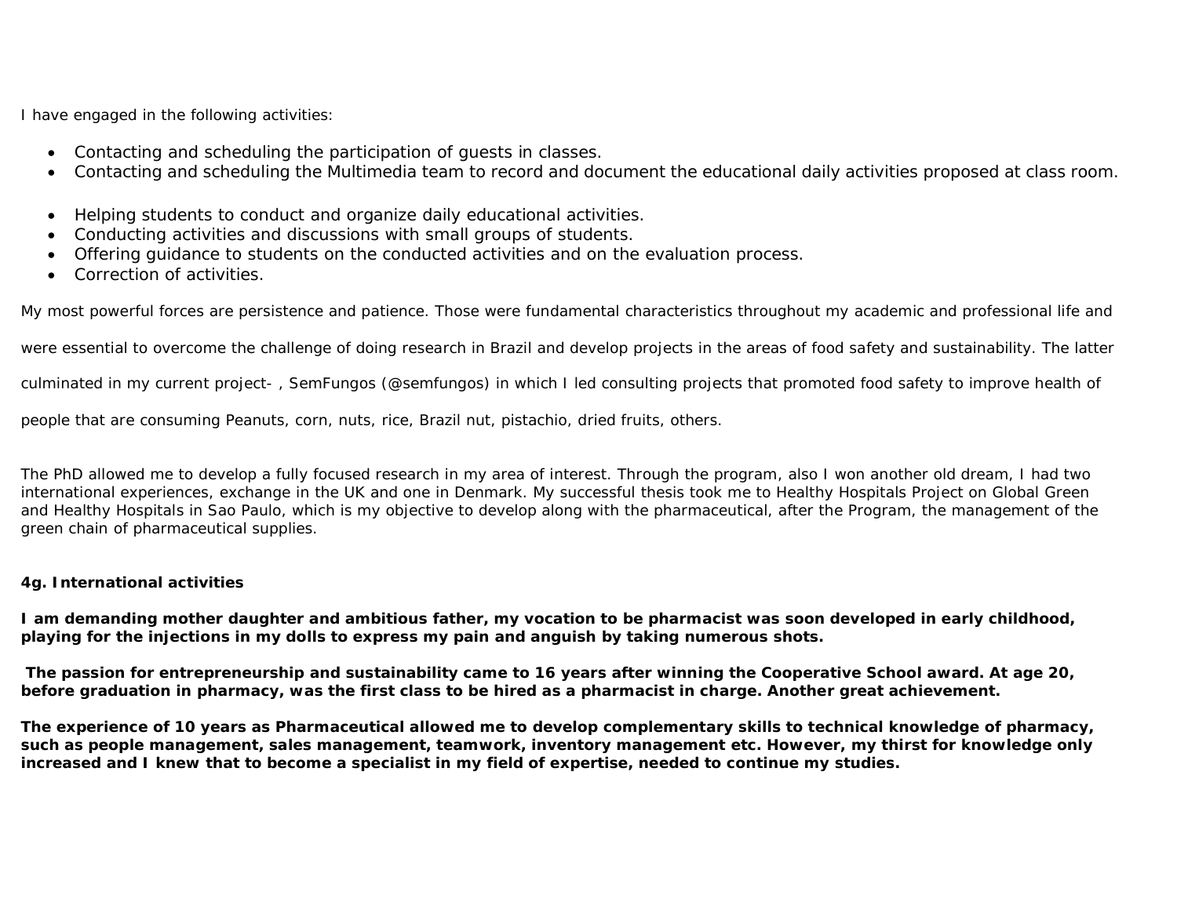I have engaged in the following activities:

- Contacting and scheduling the participation of guests in classes.
- Contacting and scheduling the Multimedia team to record and document the educational daily activities proposed at class room.

- Helping students to conduct and organize daily educational activities.
- Conducting activities and discussions with small groups of students.
- Offering guidance to students on the conducted activities and on the evaluation process.
- Correction of activities.

My most powerful forces are persistence and patience. Those were fundamental characteristics throughout my academic and professional life and were essential to overcome the challenge of doing research in Brazil and develop projects in the areas of food safety and sustainability. The latter culminated in my current project- , SemFungos (@semfungos) in which I led consulting projects that promoted food safety to improve health of people that are consuming Peanuts, corn, nuts, rice, Brazil nut, pistachio, dried fruits, others.

The PhD allowed me to develop a fully focused research in my area of interest. Through the program, also I won another old dream, I had two international experiences, exchange in the UK and one in Denmark. My successful thesis took me to Healthy Hospitals Project on Global Green and Healthy Hospitals in Sao Paulo, which is my objective to develop along with the pharmaceutical, after the Program, the management of the green chain of pharmaceutical supplies.

**4g. International activities**

**I am demanding mother daughter and ambitious father, my vocation to be pharmacist was soon developed in early childhood, playing for the injections in my dolls to express my pain and anguish by taking numerous shots.**

**The passion for entrepreneurship and sustainability came to 16 years after winning the Cooperative School award. At age 20, before graduation in pharmacy, was the first class to be hired as a pharmacist in charge. Another great achievement.**

**The experience of 10 years as Pharmaceutical allowed me to develop complementary skills to technical knowledge of pharmacy, such as people management, sales management, teamwork, inventory management etc. However, my thirst for knowledge only increased and I knew that to become a specialist in my field of expertise, needed to continue my studies.**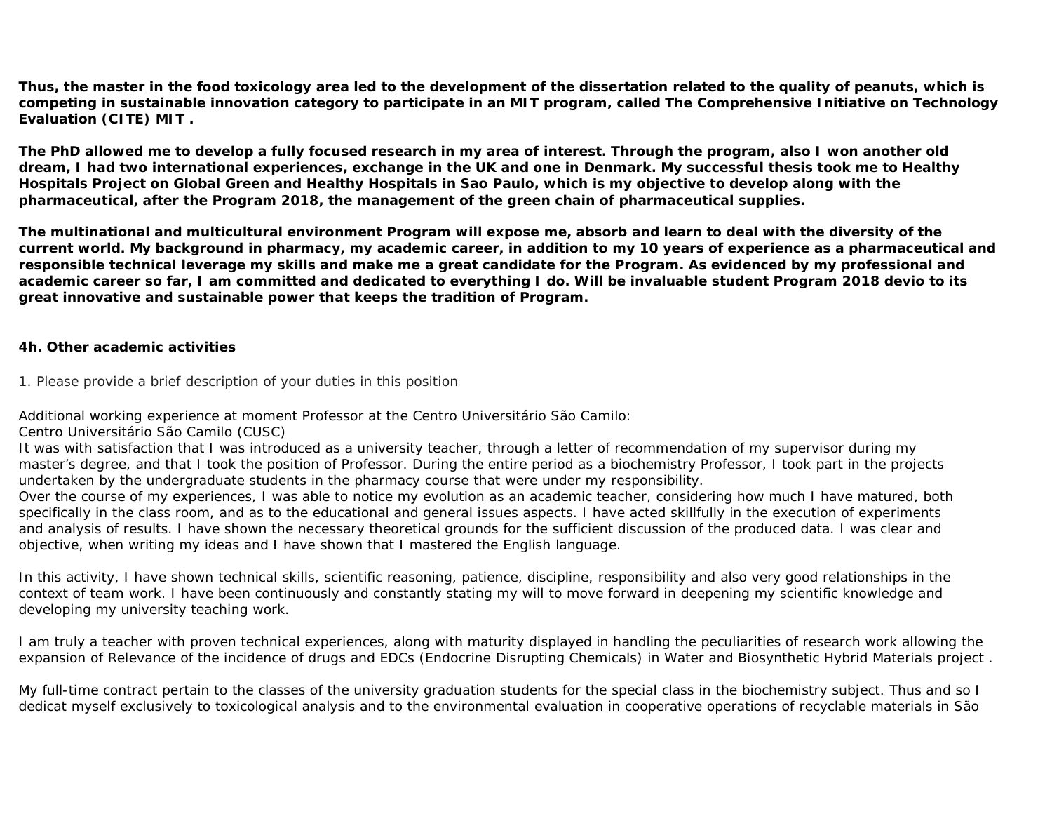**Thus, the master in the food toxicology area led to the development of the dissertation related to the quality of peanuts, which is competing in sustainable innovation category to participate in an MIT program, called The Comprehensive Initiative on Technology Evaluation (CITE) MIT .**

**The PhD allowed me to develop a fully focused research in my area of interest. Through the program, also I won another old dream, I had two international experiences, exchange in the UK and one in Denmark. My successful thesis took me to Healthy Hospitals Project on Global Green and Healthy Hospitals in Sao Paulo, which is my objective to develop along with the pharmaceutical, after the Program 2018, the management of the green chain of pharmaceutical supplies.**

**The multinational and multicultural environment Program will expose me, absorb and learn to deal with the diversity of the current world. My background in pharmacy, my academic career, in addition to my 10 years of experience as a pharmaceutical and responsible technical leverage my skills and make me a great candidate for the Program. As evidenced by my professional and academic career so far, I am committed and dedicated to everything I do. Will be invaluable student Program 2018 devio to its great innovative and sustainable power that keeps the tradition of Program.**

**4h. Other academic activities**

1. Please provide a brief description of your duties in this position

Additional working experience at moment Professor at the Centro Universitário São Camilo:
Centro Universitário São Camilo (CUSC)
It was with satisfaction that I was introduced as a university teacher, through a letter of recommendation of my supervisor during my master's degree, and that I took the position of Professor. During the entire period as a biochemistry Professor, I took part in the projects undertaken by the undergraduate students in the pharmacy course that were under my responsibility.
Over the course of my experiences, I was able to notice my evolution as an academic teacher, considering how much I have matured, both specifically in the class room, and as to the educational and general issues aspects. I have acted skillfully in the execution of experiments and analysis of results. I have shown the necessary theoretical grounds for the sufficient discussion of the produced data. I was clear and objective, when writing my ideas and I have shown that I mastered the English language.

In this activity, I have shown technical skills, scientific reasoning, patience, discipline, responsibility and also very good relationships in the context of team work. I have been continuously and constantly stating my will to move forward in deepening my scientific knowledge and developing my university teaching work.

I am truly a teacher with proven technical experiences, along with maturity displayed in handling the peculiarities of research work allowing the expansion of Relevance of the incidence of drugs and EDCs (Endocrine Disrupting Chemicals) in Water and Biosynthetic Hybrid Materials project .

My full-time contract pertain to the classes of the university graduation students for the special class in the biochemistry subject. Thus and so I dedicat myself exclusively to toxicological analysis and to the environmental evaluation in cooperative operations of recyclable materials in São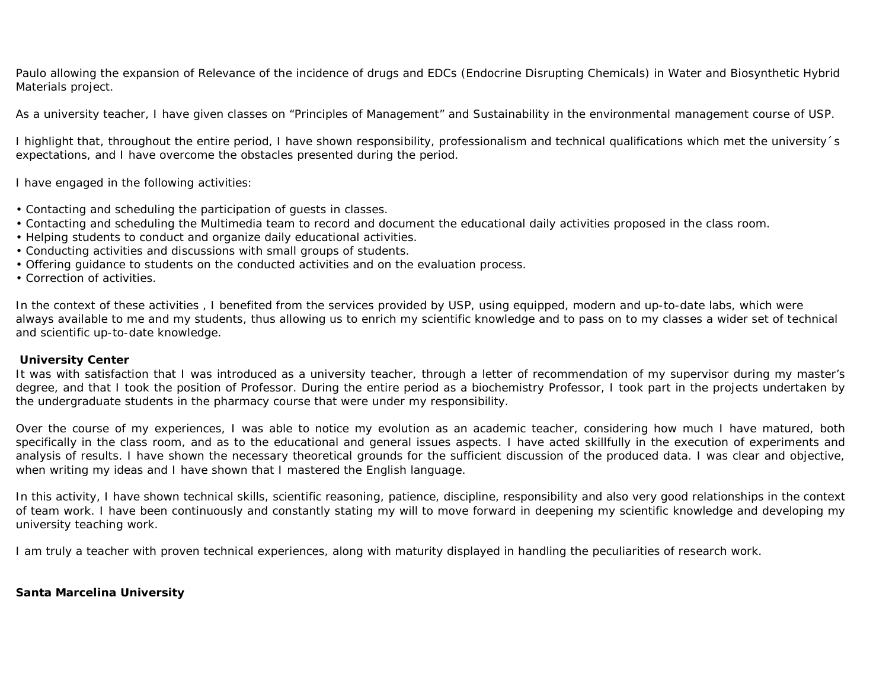Paulo allowing the expansion of Relevance of the incidence of drugs and EDCs (Endocrine Disrupting Chemicals) in Water and Biosynthetic Hybrid Materials project.

As a university teacher, I have given classes on “Principles of Management” and Sustainability in the environmental management course of USP.

I highlight that, throughout the entire period, I have shown responsibility, professionalism and technical qualifications which met the university´s expectations, and I have overcome the obstacles presented during the period.

I have engaged in the following activities:

- Contacting and scheduling the participation of guests in classes.
- Contacting and scheduling the Multimedia team to record and document the educational daily activities proposed in the class room.
- Helping students to conduct and organize daily educational activities.
- Conducting activities and discussions with small groups of students.
- Offering guidance to students on the conducted activities and on the evaluation process.
- Correction of activities.

In the context of these activities , I benefited from the services provided by USP, using equipped, modern and up-to-date labs, which were always available to me and my students, thus allowing us to enrich my scientific knowledge and to pass on to my classes a wider set of technical and scientific up-to-date knowledge.

**University Center**

It was with satisfaction that I was introduced as a university teacher, through a letter of recommendation of my supervisor during my master’s degree, and that I took the position of Professor. During the entire period as a biochemistry Professor, I took part in the projects undertaken by the undergraduate students in the pharmacy course that were under my responsibility.

Over the course of my experiences, I was able to notice my evolution as an academic teacher, considering how much I have matured, both specifically in the class room, and as to the educational and general issues aspects. I have acted skillfully in the execution of experiments and analysis of results. I have shown the necessary theoretical grounds for the sufficient discussion of the produced data. I was clear and objective, when writing my ideas and I have shown that I mastered the English language.

In this activity, I have shown technical skills, scientific reasoning, patience, discipline, responsibility and also very good relationships in the context of team work. I have been continuously and constantly stating my will to move forward in deepening my scientific knowledge and developing my university teaching work.

I am truly a teacher with proven technical experiences, along with maturity displayed in handling the peculiarities of research work.

**Santa Marcelina University**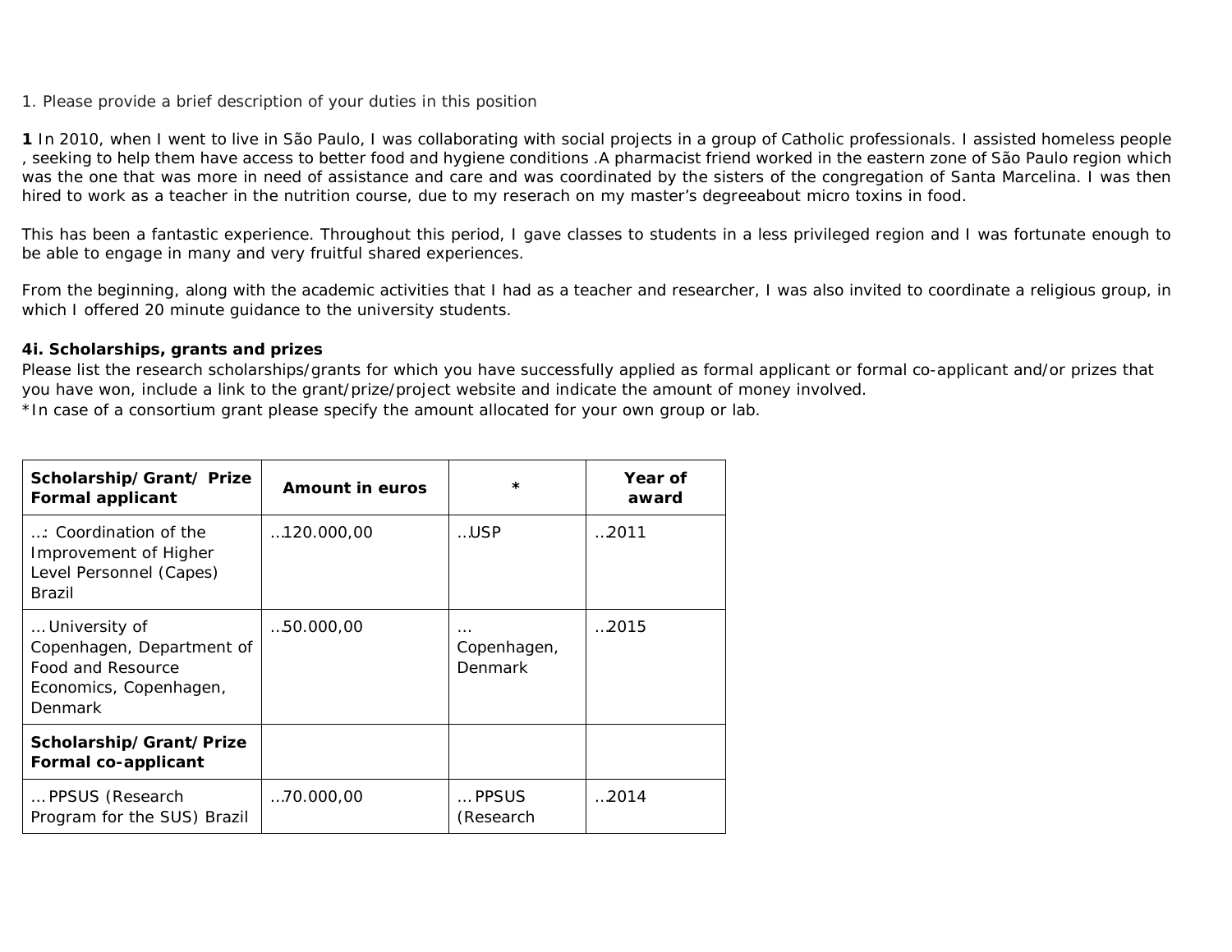1. Please provide a brief description of your duties in this position

**1** In 2010, when I went to live in São Paulo, I was collaborating with social projects in a group of Catholic professionals. I assisted homeless people , seeking to help them have access to better food and hygiene conditions .A pharmacist friend worked in the eastern zone of São Paulo region which was the one that was more in need of assistance and care and was coordinated by the sisters of the congregation of Santa Marcelina. I was then hired to work as a teacher in the nutrition course, due to my reserach on my master's degreeabout micro toxins in food.

This has been a fantastic experience. Throughout this period, I gave classes to students in a less privileged region and I was fortunate enough to be able to engage in many and very fruitful shared experiences.

From the beginning, along with the academic activities that I had as a teacher and researcher, I was also invited to coordinate a religious group, in which I offered 20 minute guidance to the university students.

**4i. Scholarships, grants and prizes**

Please list the research scholarships/grants for which you have successfully applied as formal applicant or formal co-applicant and/or prizes that you have won, include a link to the grant/prize/project website and indicate the amount of money involved.

*In case of a consortium grant please specify the amount allocated for your own group or lab.

| **Scholarship/Grant/ Prize Formal applicant** | **Amount in euros** | * | **Year of award** |
|---|---|---|---|
| ...: Coordination of the Improvement of Higher Level Personnel (Capes) Brazil | ...120.000,00 | ...USP | ...2011 |
| ... University of Copenhagen, Department of Food and Resource Economics, Copenhagen, Denmark | ...50.000,00 | ... Copenhagen, Denmark | ...2015 |
| **Scholarship/Grant/Prize Formal co-applicant** | | | |
| ... PPSUS (Research Program for the SUS) Brazil | ...70.000,00 | ... PPSUS (Research | ...2014 |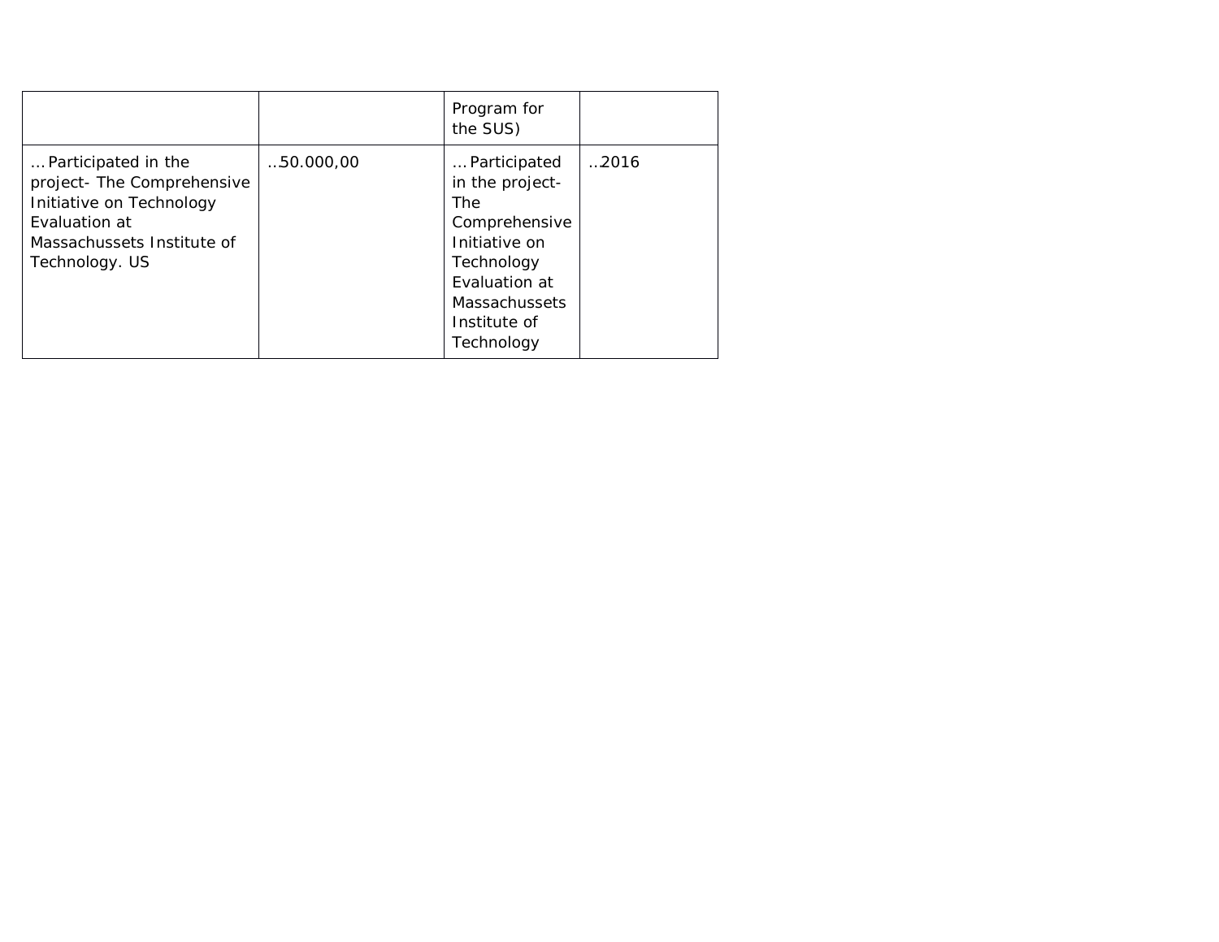| | | | |
|---|---|---|---|
| | | Program for the SUS) | |
| … Participated in the project- The Comprehensive Initiative on Technology Evaluation at Massachussets Institute of Technology. US | …50.000,00 | … Participated in the project- The Comprehensive Initiative on Technology Evaluation at Massachussets Institute of Technology | …2016 |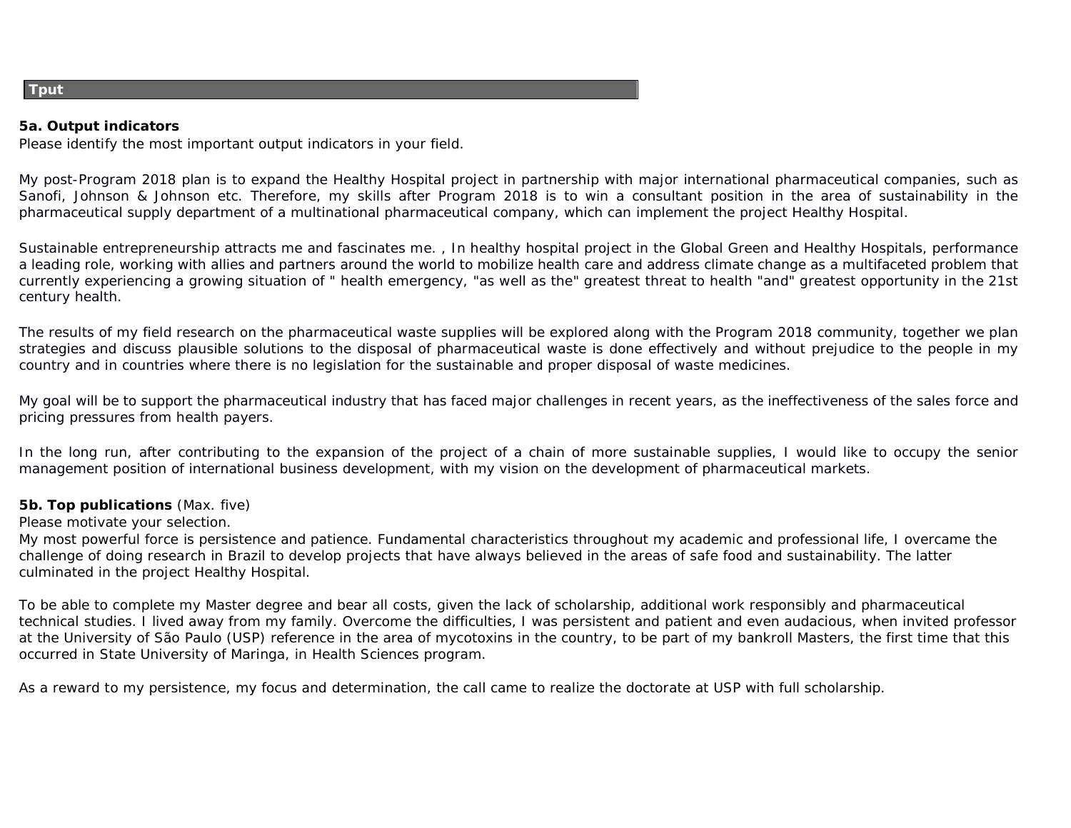**Tput**

**5a. Output indicators**

Please identify the most important output indicators in your field.

My post-Program 2018 plan is to expand the Healthy Hospital project in partnership with major international pharmaceutical companies, such as Sanofi, Johnson & Johnson etc. Therefore, my skills after Program 2018 is to win a consultant position in the area of sustainability in the pharmaceutical supply department of a multinational pharmaceutical company, which can implement the project Healthy Hospital.

Sustainable entrepreneurship attracts me and fascinates me. , In healthy hospital project in the Global Green and Healthy Hospitals, performance a leading role, working with allies and partners around the world to mobilize health care and address climate change as a multifaceted problem that currently experiencing a growing situation of " health emergency, "as well as the" greatest threat to health "and" greatest opportunity in the 21st century health.

The results of my field research on the pharmaceutical waste supplies will be explored along with the Program 2018 community, together we plan strategies and discuss plausible solutions to the disposal of pharmaceutical waste is done effectively and without prejudice to the people in my country and in countries where there is no legislation for the sustainable and proper disposal of waste medicines.

My goal will be to support the pharmaceutical industry that has faced major challenges in recent years, as the ineffectiveness of the sales force and pricing pressures from health payers.

In the long run, after contributing to the expansion of the project of a chain of more sustainable supplies, I would like to occupy the senior management position of international business development, with my vision on the development of pharmaceutical markets.

**5b. Top publications** (Max. five)

Please motivate your selection.

My most powerful force is persistence and patience. Fundamental characteristics throughout my academic and professional life, I overcame the challenge of doing research in Brazil to develop projects that have always believed in the areas of safe food and sustainability. The latter culminated in the project Healthy Hospital.

To be able to complete my Master degree and bear all costs, given the lack of scholarship, additional work responsibly and pharmaceutical technical studies. I lived away from my family. Overcome the difficulties, I was persistent and patient and even audacious, when invited professor at the University of São Paulo (USP) reference in the area of mycotoxins in the country, to be part of my bankroll Masters, the first time that this occurred in State University of Maringa, in Health Sciences program.

As a reward to my persistence, my focus and determination, the call came to realize the doctorate at USP with full scholarship.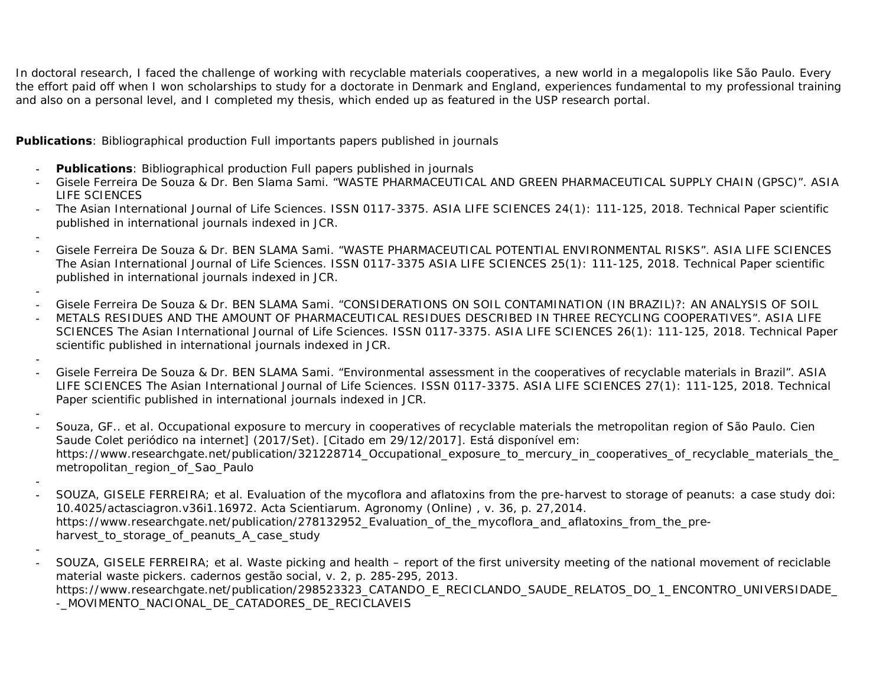In doctoral research, I faced the challenge of working with recyclable materials cooperatives, a new world in a megalopolis like São Paulo. Every the effort paid off when I won scholarships to study for a doctorate in Denmark and England, experiences fundamental to my professional training and also on a personal level, and I completed my thesis, which ended up as featured in the USP research portal.

**Publications**: Bibliographical production Full importants papers published in journals

- **Publications**: Bibliographical production Full papers published in journals
- Gisele Ferreira De Souza & Dr. Ben Slama Sami. "WASTE PHARMACEUTICAL AND GREEN PHARMACEUTICAL SUPPLY CHAIN (GPSC)". ASIA LIFE SCIENCES
- The Asian International Journal of Life Sciences. ISSN 0117-3375. ASIA LIFE SCIENCES 24(1): 111-125, 2018. Technical Paper scientific published in international journals indexed in JCR.
- 
- Gisele Ferreira De Souza & Dr. BEN SLAMA Sami. "WASTE PHARMACEUTICAL POTENTIAL ENVIRONMENTAL RISKS". ASIA LIFE SCIENCES The Asian International Journal of Life Sciences. ISSN 0117-3375 ASIA LIFE SCIENCES 25(1): 111-125, 2018. Technical Paper scientific published in international journals indexed in JCR.
- 
- Gisele Ferreira De Souza & Dr. BEN SLAMA Sami. "CONSIDERATIONS ON SOIL CONTAMINATION (IN BRAZIL)?: AN ANALYSIS OF SOIL
- METALS RESIDUES AND THE AMOUNT OF PHARMACEUTICAL RESIDUES DESCRIBED IN THREE RECYCLING COOPERATIVES". ASIA LIFE SCIENCES The Asian International Journal of Life Sciences. ISSN 0117-3375. ASIA LIFE SCIENCES 26(1): 111-125, 2018. Technical Paper scientific published in international journals indexed in JCR.
- 
- Gisele Ferreira De Souza & Dr. BEN SLAMA Sami. "Environmental assessment in the cooperatives of recyclable materials in Brazil". ASIA LIFE SCIENCES The Asian International Journal of Life Sciences. ISSN 0117-3375. ASIA LIFE SCIENCES 27(1): 111-125, 2018. Technical Paper scientific published in international journals indexed in JCR.
- 
- Souza, GF.. et al. Occupational exposure to mercury in cooperatives of recyclable materials the metropolitan region of São Paulo. Cien Saude Colet periódico na internet] (2017/Set). [Citado em 29/12/2017]. Está disponível em: https://www.researchgate.net/publication/321228714_Occupational_exposure_to_mercury_in_cooperatives_of_recyclable_materials_the_metropolitan_region_of_Sao_Paulo
- 
- SOUZA, GISELE FERREIRA; et al. Evaluation of the mycoflora and aflatoxins from the pre-harvest to storage of peanuts: a case study doi: 10.4025/actasciagron.v36i1.16972. Acta Scientiarum. Agronomy (Online) , v. 36, p. 27,2014. https://www.researchgate.net/publication/278132952_Evaluation_of_the_mycoflora_and_aflatoxins_from_the_pre-harvest_to_storage_of_peanuts_A_case_study
- 
- SOUZA, GISELE FERREIRA; et al. Waste picking and health – report of the first university meeting of the national movement of reciclable material waste pickers. cadernos gestão social, v. 2, p. 285-295, 2013. https://www.researchgate.net/publication/298523323_CATANDO_E_RECICLANDO_SAUDE_RELATOS_DO_1_ENCONTRO_UNIVERSIDADE_-_MOVIMENTO_NACIONAL_DE_CATADORES_DE_RECICLAVEIS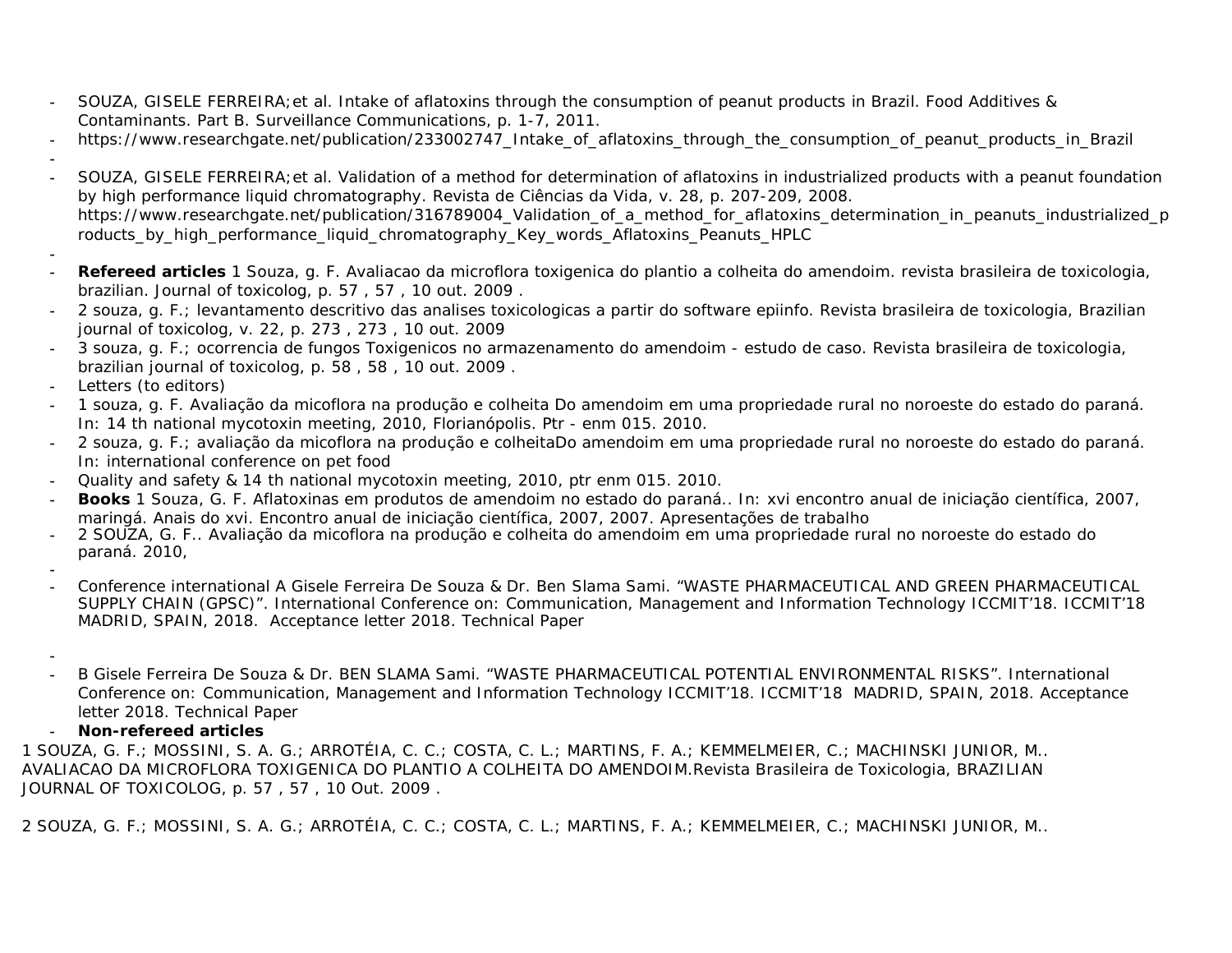- SOUZA, GISELE FERREIRA;et al. Intake of aflatoxins through the consumption of peanut products in Brazil. Food Additives & Contaminants. Part B. Surveillance Communications, p. 1-7, 2011.
- https://www.researchgate.net/publication/233002747_Intake_of_aflatoxins_through_the_consumption_of_peanut_products_in_Brazil
-
- SOUZA, GISELE FERREIRA;et al. Validation of a method for determination of aflatoxins in industrialized products with a peanut foundation by high performance liquid chromatography. Revista de Ciências da Vida, v. 28, p. 207-209, 2008. https://www.researchgate.net/publication/316789004_Validation_of_a_method_for_aflatoxins_determination_in_peanuts_industrialized_products_by_high_performance_liquid_chromatography_Key_words_Aflatoxins_Peanuts_HPLC
-
- **Refereed articles** 1 Souza, g. F. Avaliacao da microflora toxigenica do plantio a colheita do amendoim. revista brasileira de toxicologia, brazilian. Journal of toxicolog, p. 57 , 57 , 10 out. 2009 .
- 2 souza, g. F.; levantamento descritivo das analises toxicologicas a partir do software epiinfo. Revista brasileira de toxicologia, Brazilian journal of toxicolog, v. 22, p. 273 , 273 , 10 out. 2009
- 3 souza, g. F.; ocorrencia de fungos Toxigenicos no armazenamento do amendoim - estudo de caso. Revista brasileira de toxicologia, brazilian journal of toxicolog, p. 58 , 58 , 10 out. 2009 .
- Letters (to editors)
- 1 souza, g. F. Avaliação da micoflora na produção e colheita Do amendoim em uma propriedade rural no noroeste do estado do paraná. In: 14 th national mycotoxin meeting, 2010, Florianópolis. Ptr - enm 015. 2010.
- 2 souza, g. F.; avaliação da micoflora na produção e colheitaDo amendoim em uma propriedade rural no noroeste do estado do paraná. In: international conference on pet food
- Quality and safety & 14 th national mycotoxin meeting, 2010, ptr enm 015. 2010.
- **Books** 1 Souza, G. F. Aflatoxinas em produtos de amendoim no estado do paraná.. In: xvi encontro anual de iniciação científica, 2007, maringá. Anais do xvi. Encontro anual de iniciação científica, 2007, 2007. Apresentações de trabalho
- 2 SOUZA, G. F.. Avaliação da micoflora na produção e colheita do amendoim em uma propriedade rural no noroeste do estado do paraná. 2010,
-
- Conference international A Gisele Ferreira De Souza & Dr. Ben Slama Sami. "WASTE PHARMACEUTICAL AND GREEN PHARMACEUTICAL SUPPLY CHAIN (GPSC)". International Conference on: Communication, Management and Information Technology ICCMIT'18. ICCMIT'18 MADRID, SPAIN, 2018. Acceptance letter 2018. Technical Paper
-
- B Gisele Ferreira De Souza & Dr. BEN SLAMA Sami. "WASTE PHARMACEUTICAL POTENTIAL ENVIRONMENTAL RISKS". International Conference on: Communication, Management and Information Technology ICCMIT'18. ICCMIT'18 MADRID, SPAIN, 2018. Acceptance letter 2018. Technical Paper
- **Non-refereed articles**

1 SOUZA, G. F.; MOSSINI, S. A. G.; ARROTÉIA, C. C.; COSTA, C. L.; MARTINS, F. A.; KEMMELMEIER, C.; MACHINSKI JUNIOR, M.. AVALIACAO DA MICROFLORA TOXIGENICA DO PLANTIO A COLHEITA DO AMENDOIM.Revista Brasileira de Toxicologia, BRAZILIAN JOURNAL OF TOXICOLOG, p. 57 , 57 , 10 Out. 2009 .

2 SOUZA, G. F.; MOSSINI, S. A. G.; ARROTÉIA, C. C.; COSTA, C. L.; MARTINS, F. A.; KEMMELMEIER, C.; MACHINSKI JUNIOR, M..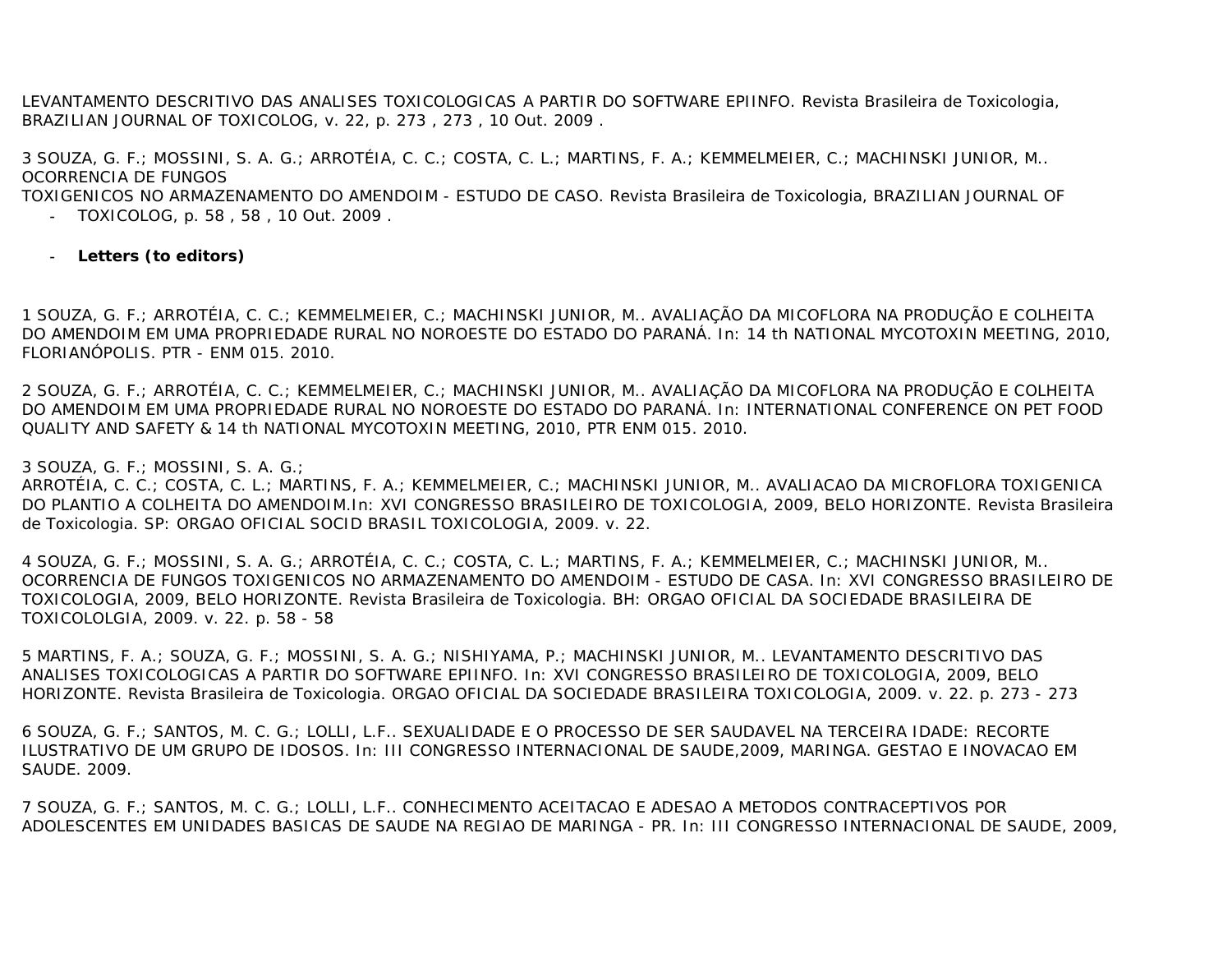LEVANTAMENTO DESCRITIVO DAS ANALISES TOXICOLOGICAS A PARTIR DO SOFTWARE EPIINFO. Revista Brasileira de Toxicologia, BRAZILIAN JOURNAL OF TOXICOLOG, v. 22, p. 273 , 273 , 10 Out. 2009 .

3 SOUZA, G. F.; MOSSINI, S. A. G.; ARROTÉIA, C. C.; COSTA, C. L.; MARTINS, F. A.; KEMMELMEIER, C.; MACHINSKI JUNIOR, M.. OCORRENCIA DE FUNGOS TOXIGENICOS NO ARMAZENAMENTO DO AMENDOIM - ESTUDO DE CASO. Revista Brasileira de Toxicologia, BRAZILIAN JOURNAL OF TOXICOLOG, p. 58 , 58 , 10 Out. 2009 .

- **Letters (to editors)**

1 SOUZA, G. F.; ARROTÉIA, C. C.; KEMMELMEIER, C.; MACHINSKI JUNIOR, M.. AVALIAÇÃO DA MICOFLORA NA PRODUÇÃO E COLHEITA DO AMENDOIM EM UMA PROPRIEDADE RURAL NO NOROESTE DO ESTADO DO PARANÁ. In: 14 th NATIONAL MYCOTOXIN MEETING, 2010, FLORIANÓPOLIS. PTR - ENM 015. 2010.

2 SOUZA, G. F.; ARROTÉIA, C. C.; KEMMELMEIER, C.; MACHINSKI JUNIOR, M.. AVALIAÇÃO DA MICOFLORA NA PRODUÇÃO E COLHEITA DO AMENDOIM EM UMA PROPRIEDADE RURAL NO NOROESTE DO ESTADO DO PARANÁ. In: INTERNATIONAL CONFERENCE ON PET FOOD QUALITY AND SAFETY & 14 th NATIONAL MYCOTOXIN MEETING, 2010, PTR ENM 015. 2010.

3 SOUZA, G. F.; MOSSINI, S. A. G.; ARROTÉIA, C. C.; COSTA, C. L.; MARTINS, F. A.; KEMMELMEIER, C.; MACHINSKI JUNIOR, M.. AVALIACAO DA MICROFLORA TOXIGENICA DO PLANTIO A COLHEITA DO AMENDOIM.In: XVI CONGRESSO BRASILEIRO DE TOXICOLOGIA, 2009, BELO HORIZONTE. Revista Brasileira de Toxicologia. SP: ORGAO OFICIAL SOCID BRASIL TOXICOLOGIA, 2009. v. 22.

4 SOUZA, G. F.; MOSSINI, S. A. G.; ARROTÉIA, C. C.; COSTA, C. L.; MARTINS, F. A.; KEMMELMEIER, C.; MACHINSKI JUNIOR, M.. OCORRENCIA DE FUNGOS TOXIGENICOS NO ARMAZENAMENTO DO AMENDOIM - ESTUDO DE CASA. In: XVI CONGRESSO BRASILEIRO DE TOXICOLOGIA, 2009, BELO HORIZONTE. Revista Brasileira de Toxicologia. BH: ORGAO OFICIAL DA SOCIEDADE BRASILEIRA DE TOXICOLOLGIA, 2009. v. 22. p. 58 - 58

5 MARTINS, F. A.; SOUZA, G. F.; MOSSINI, S. A. G.; NISHIYAMA, P.; MACHINSKI JUNIOR, M.. LEVANTAMENTO DESCRITIVO DAS ANALISES TOXICOLOGICAS A PARTIR DO SOFTWARE EPIINFO. In: XVI CONGRESSO BRASILEIRO DE TOXICOLOGIA, 2009, BELO HORIZONTE. Revista Brasileira de Toxicologia. ORGAO OFICIAL DA SOCIEDADE BRASILEIRA TOXICOLOGIA, 2009. v. 22. p. 273 - 273

6 SOUZA, G. F.; SANTOS, M. C. G.; LOLLI, L.F.. SEXUALIDADE E O PROCESSO DE SER SAUDAVEL NA TERCEIRA IDADE: RECORTE ILUSTRATIVO DE UM GRUPO DE IDOSOS. In: III CONGRESSO INTERNACIONAL DE SAUDE,2009, MARINGA. GESTAO E INOVACAO EM SAUDE. 2009.

7 SOUZA, G. F.; SANTOS, M. C. G.; LOLLI, L.F.. CONHECIMENTO ACEITACAO E ADESAO A METODOS CONTRACEPTIVOS POR ADOLESCENTES EM UNIDADES BASICAS DE SAUDE NA REGIAO DE MARINGA - PR. In: III CONGRESSO INTERNACIONAL DE SAUDE, 2009,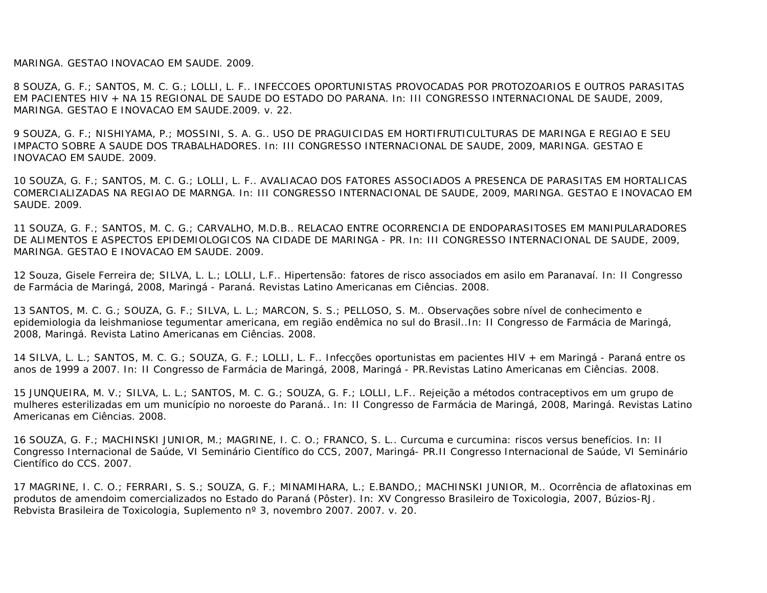MARINGA. GESTAO INOVACAO EM SAUDE. 2009.

8 SOUZA, G. F.; SANTOS, M. C. G.; LOLLI, L. F.. INFECCOES OPORTUNISTAS PROVOCADAS POR PROTOZOARIOS E OUTROS PARASITAS EM PACIENTES HIV + NA 15 REGIONAL DE SAUDE DO ESTADO DO PARANA. In: III CONGRESSO INTERNACIONAL DE SAUDE, 2009, MARINGA. GESTAO E INOVACAO EM SAUDE.2009. v. 22.

9 SOUZA, G. F.; NISHIYAMA, P.; MOSSINI, S. A. G.. USO DE PRAGUICIDAS EM HORTIFRUTICULTURAS DE MARINGA E REGIAO E SEU IMPACTO SOBRE A SAUDE DOS TRABALHADORES. In: III CONGRESSO INTERNACIONAL DE SAUDE, 2009, MARINGA. GESTAO E INOVACAO EM SAUDE. 2009.

10 SOUZA, G. F.; SANTOS, M. C. G.; LOLLI, L. F.. AVALIACAO DOS FATORES ASSOCIADOS A PRESENCA DE PARASITAS EM HORTALICAS COMERCIALIZADAS NA REGIAO DE MARNGA. In: III CONGRESSO INTERNACIONAL DE SAUDE, 2009, MARINGA. GESTAO E INOVACAO EM SAUDE. 2009.

11 SOUZA, G. F.; SANTOS, M. C. G.; CARVALHO, M.D.B.. RELACAO ENTRE OCORRENCIA DE ENDOPARASITOSES EM MANIPULARADORES DE ALIMENTOS E ASPECTOS EPIDEMIOLOGICOS NA CIDADE DE MARINGA - PR. In: III CONGRESSO INTERNACIONAL DE SAUDE, 2009, MARINGA. GESTAO E INOVACAO EM SAUDE. 2009.

12 Souza, Gisele Ferreira de; SILVA, L. L.; LOLLI, L.F.. Hipertensão: fatores de risco associados em asilo em Paranavaí. In: II Congresso de Farmácia de Maringá, 2008, Maringá - Paraná. Revistas Latino Americanas em Ciências. 2008.

13 SANTOS, M. C. G.; SOUZA, G. F.; SILVA, L. L.; MARCON, S. S.; PELLOSO, S. M.. Observações sobre nível de conhecimento e epidemiologia da leishmaniose tegumentar americana, em região endêmica no sul do Brasil..In: II Congresso de Farmácia de Maringá, 2008, Maringá. Revista Latino Americanas em Ciências. 2008.

14 SILVA, L. L.; SANTOS, M. C. G.; SOUZA, G. F.; LOLLI, L. F.. Infecções oportunistas em pacientes HIV + em Maringá - Paraná entre os anos de 1999 a 2007. In: II Congresso de Farmácia de Maringá, 2008, Maringá - PR.Revistas Latino Americanas em Ciências. 2008.

15 JUNQUEIRA, M. V.; SILVA, L. L.; SANTOS, M. C. G.; SOUZA, G. F.; LOLLI, L.F.. Rejeição a métodos contraceptivos em um grupo de mulheres esterilizadas em um município no noroeste do Paraná.. In: II Congresso de Farmácia de Maringá, 2008, Maringá. Revistas Latino Americanas em Ciências. 2008.

16 SOUZA, G. F.; MACHINSKI JUNIOR, M.; MAGRINE, I. C. O.; FRANCO, S. L.. Curcuma e curcumina: riscos versus benefícios. In: II Congresso Internacional de Saúde, VI Seminário Científico do CCS, 2007, Maringá- PR.II Congresso Internacional de Saúde, VI Seminário Científico do CCS. 2007.

17 MAGRINE, I. C. O.; FERRARI, S. S.; SOUZA, G. F.; MINAMIHARA, L.; E.BANDO,; MACHINSKI JUNIOR, M.. Ocorrência de aflatoxinas em produtos de amendoim comercializados no Estado do Paraná (Pôster). In: XV Congresso Brasileiro de Toxicologia, 2007, Búzios-RJ. Rebvista Brasileira de Toxicologia, Suplemento nº 3, novembro 2007. 2007. v. 20.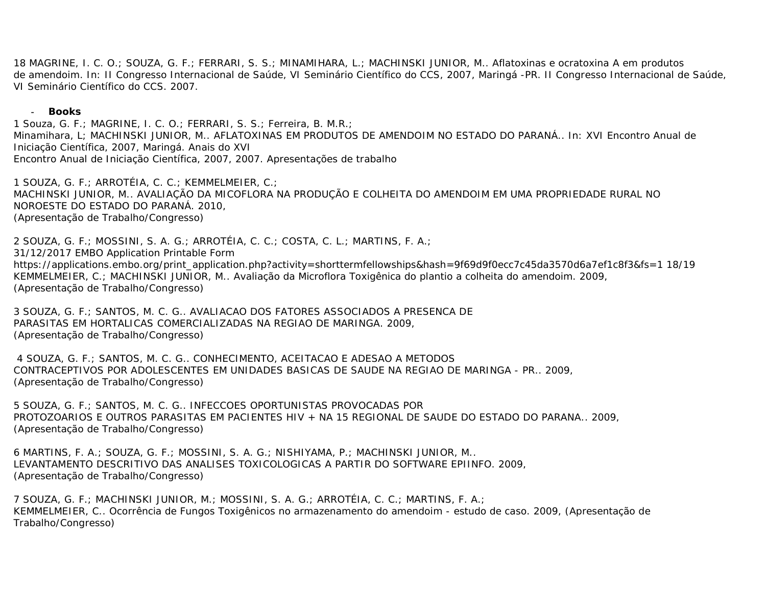18 MAGRINE, I. C. O.; SOUZA, G. F.; FERRARI, S. S.; MINAMIHARA, L.; MACHINSKI JUNIOR, M.. Aflatoxinas e ocratoxina A em produtos de amendoim. In: II Congresso Internacional de Saúde, VI Seminário Científico do CCS, 2007, Maringá -PR. II Congresso Internacional de Saúde, VI Seminário Científico do CCS. 2007.

- **Books**

1 Souza, G. F.; MAGRINE, I. C. O.; FERRARI, S. S.; Ferreira, B. M.R.; Minamihara, L; MACHINSKI JUNIOR, M.. AFLATOXINAS EM PRODUTOS DE AMENDOIM NO ESTADO DO PARANÁ.. In: XVI Encontro Anual de Iniciação Científica, 2007, Maringá. Anais do XVI Encontro Anual de Iniciação Científica, 2007, 2007. Apresentações de trabalho

1 SOUZA, G. F.; ARROTÉIA, C. C.; KEMMELMEIER, C.; MACHINSKI JUNIOR, M.. AVALIAÇÃO DA MICOFLORA NA PRODUÇÃO E COLHEITA DO AMENDOIM EM UMA PROPRIEDADE RURAL NO NOROESTE DO ESTADO DO PARANÁ. 2010, (Apresentação de Trabalho/Congresso)

2 SOUZA, G. F.; MOSSINI, S. A. G.; ARROTÉIA, C. C.; COSTA, C. L.; MARTINS, F. A.; KEMMELMEIER, C.; MACHINSKI JUNIOR, M.. Avaliação da Microflora Toxigênica do plantio a colheita do amendoim. 2009, (Apresentação de Trabalho/Congresso)

3 SOUZA, G. F.; SANTOS, M. C. G.. AVALIACAO DOS FATORES ASSOCIADOS A PRESENCA DE PARASITAS EM HORTALICAS COMERCIALIZADAS NA REGIAO DE MARINGA. 2009, (Apresentação de Trabalho/Congresso)

4 SOUZA, G. F.; SANTOS, M. C. G.. CONHECIMENTO, ACEITACAO E ADESAO A METODOS CONTRACEPTIVOS POR ADOLESCENTES EM UNIDADES BASICAS DE SAUDE NA REGIAO DE MARINGA - PR.. 2009, (Apresentação de Trabalho/Congresso)

5 SOUZA, G. F.; SANTOS, M. C. G.. INFECCOES OPORTUNISTAS PROVOCADAS POR PROTOZOARIOS E OUTROS PARASITAS EM PACIENTES HIV + NA 15 REGIONAL DE SAUDE DO ESTADO DO PARANA.. 2009, (Apresentação de Trabalho/Congresso)

6 MARTINS, F. A.; SOUZA, G. F.; MOSSINI, S. A. G.; NISHIYAMA, P.; MACHINSKI JUNIOR, M.. LEVANTAMENTO DESCRITIVO DAS ANALISES TOXICOLOGICAS A PARTIR DO SOFTWARE EPIINFO. 2009, (Apresentação de Trabalho/Congresso)

7 SOUZA, G. F.; MACHINSKI JUNIOR, M.; MOSSINI, S. A. G.; ARROTÉIA, C. C.; MARTINS, F. A.; KEMMELMEIER, C.. Ocorrência de Fungos Toxigênicos no armazenamento do amendoim - estudo de caso. 2009, (Apresentação de Trabalho/Congresso)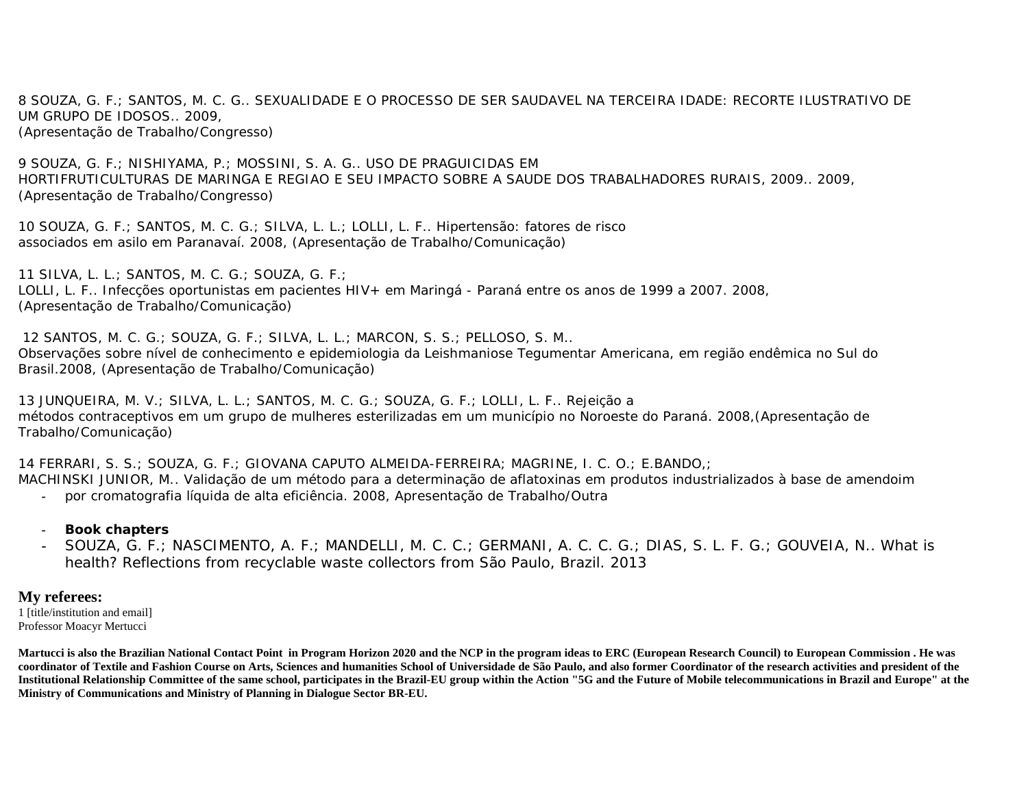8 SOUZA, G. F.; SANTOS, M. C. G.. SEXUALIDADE E O PROCESSO DE SER SAUDAVEL NA TERCEIRA IDADE: RECORTE ILUSTRATIVO DE UM GRUPO DE IDOSOS.. 2009,
(Apresentação de Trabalho/Congresso)

9 SOUZA, G. F.; NISHIYAMA, P.; MOSSINI, S. A. G.. USO DE PRAGUICIDAS EM HORTIFRUTICULTURAS DE MARINGA E REGIAO E SEU IMPACTO SOBRE A SAUDE DOS TRABALHADORES RURAIS, 2009.. 2009,
(Apresentação de Trabalho/Congresso)

10 SOUZA, G. F.; SANTOS, M. C. G.; SILVA, L. L.; LOLLI, L. F.. Hipertensão: fatores de risco associados em asilo em Paranavaí. 2008, (Apresentação de Trabalho/Comunicação)

11 SILVA, L. L.; SANTOS, M. C. G.; SOUZA, G. F.;
LOLLI, L. F.. Infecções oportunistas em pacientes HIV+ em Maringá - Paraná entre os anos de 1999 a 2007. 2008,
(Apresentação de Trabalho/Comunicação)

12 SANTOS, M. C. G.; SOUZA, G. F.; SILVA, L. L.; MARCON, S. S.; PELLOSO, S. M..
Observações sobre nível de conhecimento e epidemiologia da Leishmaniose Tegumentar Americana, em região endêmica no Sul do Brasil.2008, (Apresentação de Trabalho/Comunicação)

13 JUNQUEIRA, M. V.; SILVA, L. L.; SANTOS, M. C. G.; SOUZA, G. F.; LOLLI, L. F.. Rejeição a métodos contraceptivos em um grupo de mulheres esterilizadas em um município no Noroeste do Paraná. 2008,(Apresentação de Trabalho/Comunicação)

14 FERRARI, S. S.; SOUZA, G. F.; GIOVANA CAPUTO ALMEIDA-FERREIRA; MAGRINE, I. C. O.; E.BANDO,;
MACHINSKI JUNIOR, M.. Validação de um método para a determinação de aflatoxinas em produtos industrializados à base de amendoim

- por cromatografia líquida de alta eficiência. 2008, Apresentação de Trabalho/Outra

- **Book chapters**
- SOUZA, G. F.; NASCIMENTO, A. F.; MANDELLI, M. C. C.; GERMANI, A. C. C. G.; DIAS, S. L. F. G.; GOUVEIA, N.. What is health? Reflections from recyclable waste collectors from São Paulo, Brazil. 2013

## My referees:

1 [title/institution and email]
Professor Moacyr Mertucci

**Martucci is also the Brazilian National Contact Point in Program Horizon 2020 and the NCP in the program ideas to ERC (European Research Council) to European Commission . He was coordinator of Textile and Fashion Course on Arts, Sciences and humanities School of Universidade de São Paulo, and also former Coordinator of the research activities and president of the Institutional Relationship Committee of the same school, participates in the Brazil-EU group within the Action "5G and the Future of Mobile telecommunications in Brazil and Europe" at the Ministry of Communications and Ministry of Planning in Dialogue Sector BR-EU.**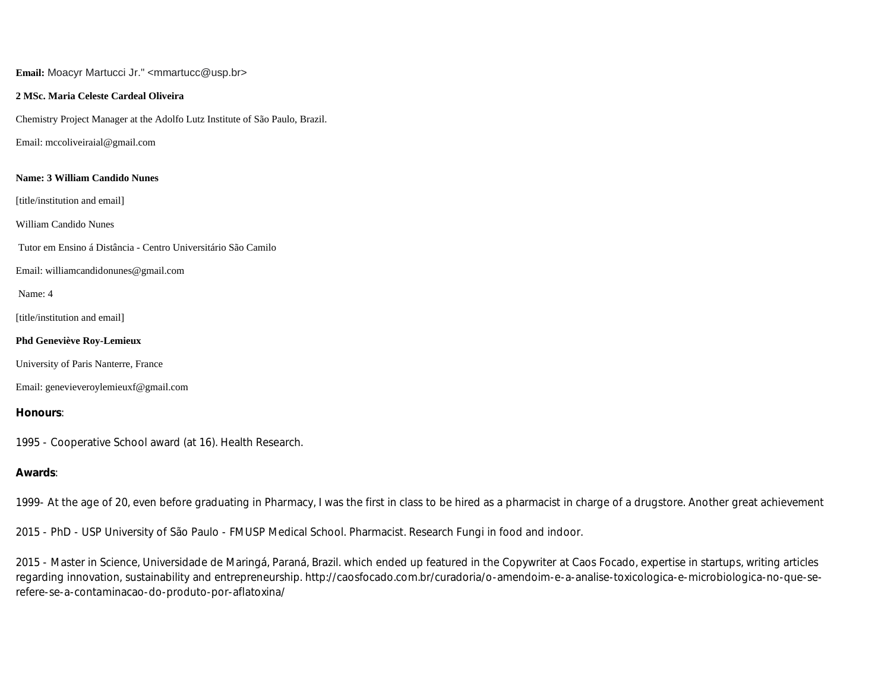**Email:** Moacyr Martucci Jr." <mmartucc@usp.br>

**2 MSc. Maria Celeste Cardeal Oliveira**

Chemistry Project Manager at the Adolfo Lutz Institute of São Paulo, Brazil.

Email: mccoliveiraial@gmail.com

**Name: 3 William Candido Nunes**

[title/institution and email]

William Candido Nunes

Tutor em Ensino á Distância - Centro Universitário São Camilo

Email: williamcandidonunes@gmail.com

Name: 4

[title/institution and email]

**Phd Geneviève Roy-Lemieux**

University of Paris Nanterre, France

Email: genevieveroylemieuxf@gmail.com

**Honours**:

1995 - Cooperative School award (at 16). Health Research.

**Awards**:

1999- At the age of 20, even before graduating in Pharmacy, I was the first in class to be hired as a pharmacist in charge of a drugstore. Another great achievement

2015 - PhD - USP University of São Paulo - FMUSP Medical School. Pharmacist. Research Fungi in food and indoor.

2015 - Master in Science, Universidade de Maringá, Paraná, Brazil. which ended up featured in the Copywriter at Caos Focado, expertise in startups, writing articles regarding innovation, sustainability and entrepreneurship. http://caosfocado.com.br/curadoria/o-amendoim-e-a-analise-toxicologica-e-microbiologica-no-que-se-refere-se-a-contaminacao-do-produto-por-aflatoxina/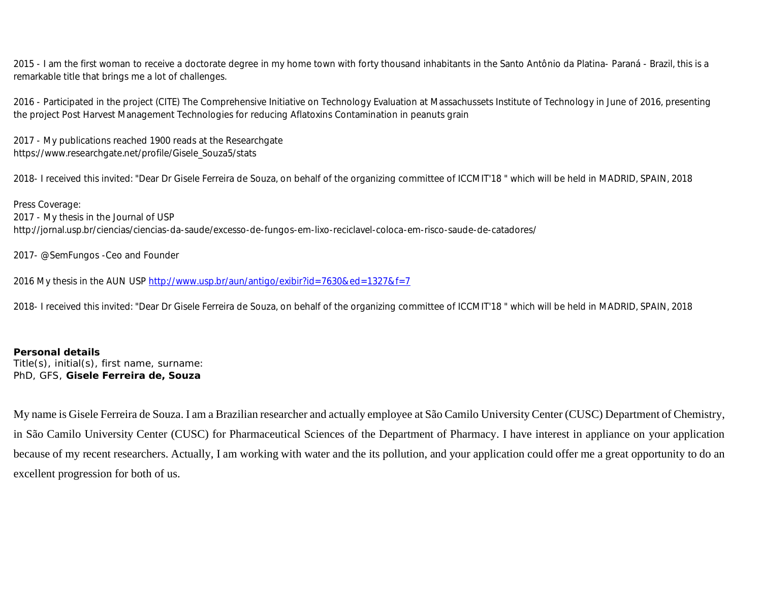2015 - I am the first woman to receive a doctorate degree in my home town with forty thousand inhabitants in the Santo Antônio da Platina- Paraná - Brazil, this is a remarkable title that brings me a lot of challenges.

2016 - Participated in the project (CITE) The Comprehensive Initiative on Technology Evaluation at Massachussets Institute of Technology in June of 2016, presenting the project Post Harvest Management Technologies for reducing Aflatoxins Contamination in peanuts grain

2017 - My publications reached 1900 reads at the Researchgate
https://www.researchgate.net/profile/Gisele_Souza5/stats

2018- I received this invited: "Dear Dr Gisele Ferreira de Souza, on behalf of the organizing committee of ICCMIT'18 " which will be held in MADRID, SPAIN, 2018

Press Coverage:
2017 - My thesis in the Journal of USP
http://jornal.usp.br/ciencias/ciencias-da-saude/excesso-de-fungos-em-lixo-reciclavel-coloca-em-risco-saude-de-catadores/

2017- @SemFungos -Ceo and Founder

2016 My thesis in the AUN USP [http://www.usp.br/aun/antigo/exibir?id=7630&ed=1327&f=7](http://www.usp.br/aun/antigo/exibir?id=7630&ed=1327&f=7)

2018- I received this invited: "Dear Dr Gisele Ferreira de Souza, on behalf of the organizing committee of ICCMIT'18 " which will be held in MADRID, SPAIN, 2018

**Personal details**
Title(s), initial(s), first name, surname:
PhD, GFS, **Gisele Ferreira de, Souza**

My name is Gisele Ferreira de Souza. I am a Brazilian researcher and actually employee at São Camilo University Center (CUSC) Department of Chemistry, in São Camilo University Center (CUSC) for Pharmaceutical Sciences of the Department of Pharmacy. I have interest in appliance on your application because of my recent researchers. Actually, I am working with water and the its pollution, and your application could offer me a great opportunity to do an excellent progression for both of us.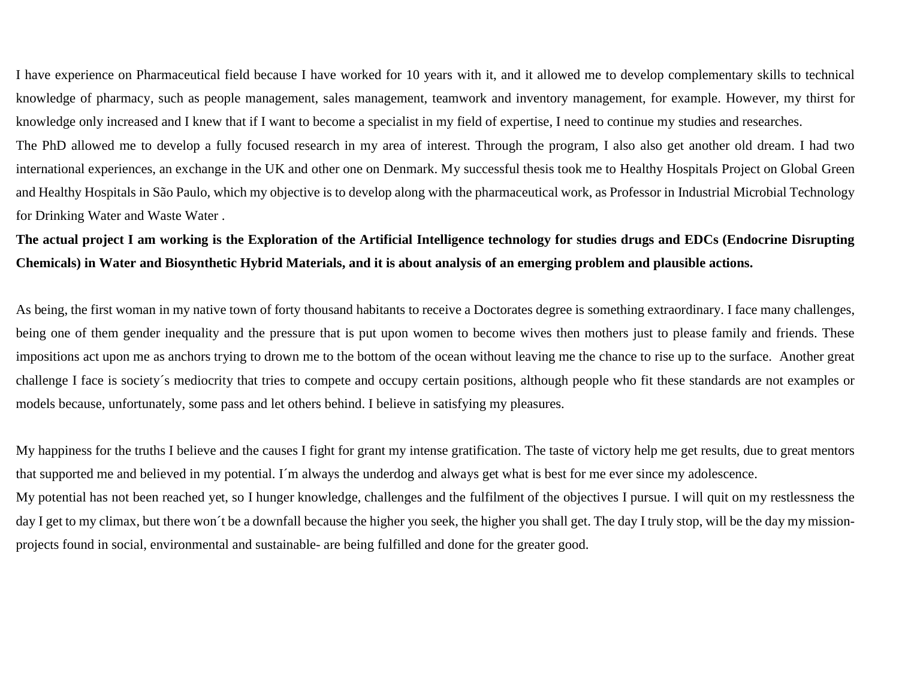I have experience on Pharmaceutical field because I have worked for 10 years with it, and it allowed me to develop complementary skills to technical knowledge of pharmacy, such as people management, sales management, teamwork and inventory management, for example. However, my thirst for knowledge only increased and I knew that if I want to become a specialist in my field of expertise, I need to continue my studies and researches.

The PhD allowed me to develop a fully focused research in my area of interest. Through the program, I also also get another old dream. I had two international experiences, an exchange in the UK and other one on Denmark. My successful thesis took me to Healthy Hospitals Project on Global Green and Healthy Hospitals in São Paulo, which my objective is to develop along with the pharmaceutical work, as Professor in Industrial Microbial Technology for Drinking Water and Waste Water .

**The actual project I am working is the Exploration of the Artificial Intelligence technology for studies drugs and EDCs (Endocrine Disrupting Chemicals) in Water and Biosynthetic Hybrid Materials, and it is about analysis of an emerging problem and plausible actions.**

As being, the first woman in my native town of forty thousand habitants to receive a Doctorates degree is something extraordinary. I face many challenges, being one of them gender inequality and the pressure that is put upon women to become wives then mothers just to please family and friends. These impositions act upon me as anchors trying to drown me to the bottom of the ocean without leaving me the chance to rise up to the surface. Another great challenge I face is society´s mediocrity that tries to compete and occupy certain positions, although people who fit these standards are not examples or models because, unfortunately, some pass and let others behind. I believe in satisfying my pleasures.

My happiness for the truths I believe and the causes I fight for grant my intense gratification. The taste of victory help me get results, due to great mentors that supported me and believed in my potential. I´m always the underdog and always get what is best for me ever since my adolescence.

My potential has not been reached yet, so I hunger knowledge, challenges and the fulfilment of the objectives I pursue. I will quit on my restlessness the day I get to my climax, but there won´t be a downfall because the higher you seek, the higher you shall get. The day I truly stop, will be the day my mission-projects found in social, environmental and sustainable- are being fulfilled and done for the greater good.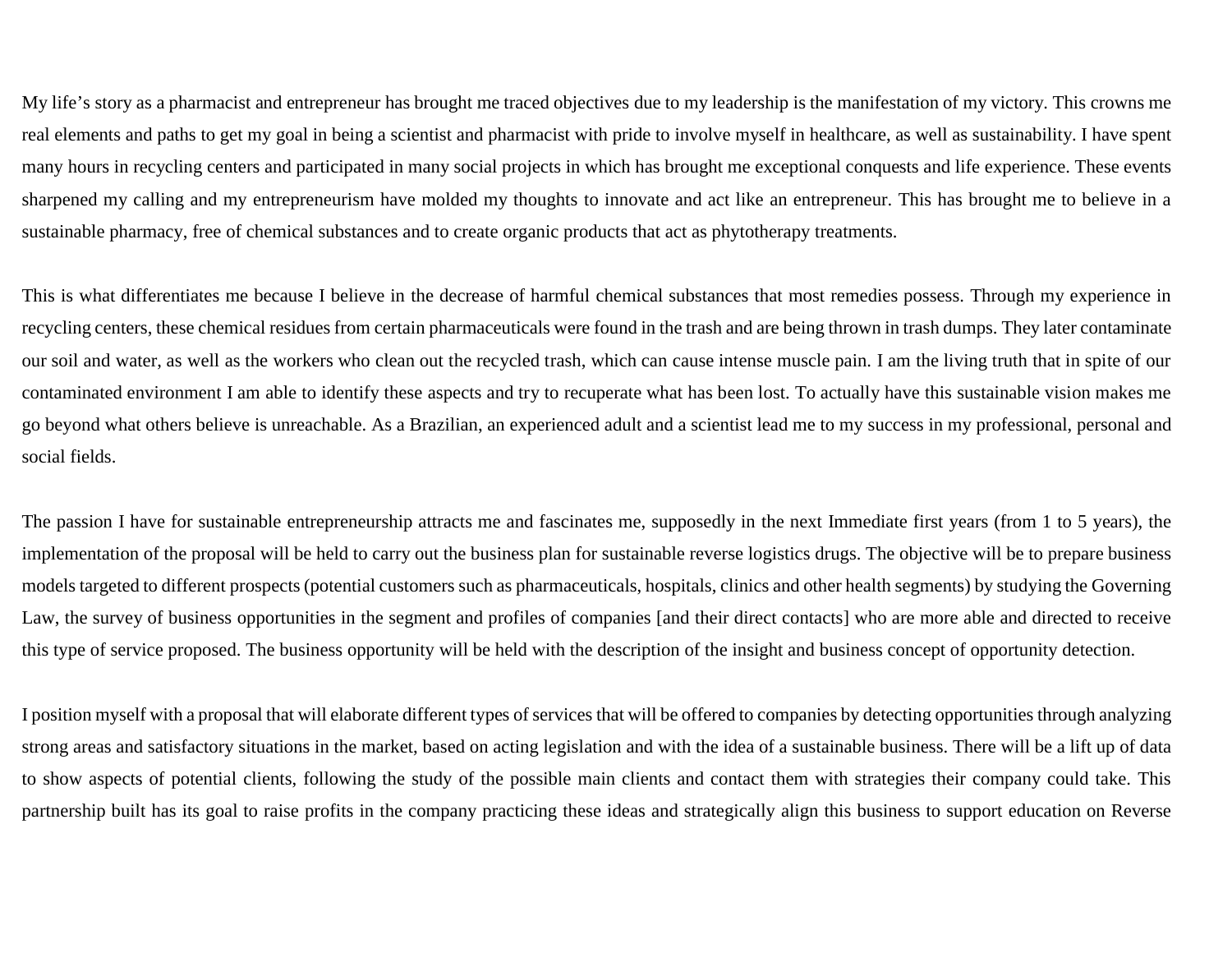My life's story as a pharmacist and entrepreneur has brought me traced objectives due to my leadership is the manifestation of my victory. This crowns me real elements and paths to get my goal in being a scientist and pharmacist with pride to involve myself in healthcare, as well as sustainability. I have spent many hours in recycling centers and participated in many social projects in which has brought me exceptional conquests and life experience. These events sharpened my calling and my entrepreneurism have molded my thoughts to innovate and act like an entrepreneur. This has brought me to believe in a sustainable pharmacy, free of chemical substances and to create organic products that act as phytotherapy treatments.

This is what differentiates me because I believe in the decrease of harmful chemical substances that most remedies possess. Through my experience in recycling centers, these chemical residues from certain pharmaceuticals were found in the trash and are being thrown in trash dumps. They later contaminate our soil and water, as well as the workers who clean out the recycled trash, which can cause intense muscle pain. I am the living truth that in spite of our contaminated environment I am able to identify these aspects and try to recuperate what has been lost. To actually have this sustainable vision makes me go beyond what others believe is unreachable. As a Brazilian, an experienced adult and a scientist lead me to my success in my professional, personal and social fields.

The passion I have for sustainable entrepreneurship attracts me and fascinates me, supposedly in the next Immediate first years (from 1 to 5 years), the implementation of the proposal will be held to carry out the business plan for sustainable reverse logistics drugs. The objective will be to prepare business models targeted to different prospects (potential customers such as pharmaceuticals, hospitals, clinics and other health segments) by studying the Governing Law, the survey of business opportunities in the segment and profiles of companies [and their direct contacts] who are more able and directed to receive this type of service proposed. The business opportunity will be held with the description of the insight and business concept of opportunity detection.

I position myself with a proposal that will elaborate different types of services that will be offered to companies by detecting opportunities through analyzing strong areas and satisfactory situations in the market, based on acting legislation and with the idea of a sustainable business. There will be a lift up of data to show aspects of potential clients, following the study of the possible main clients and contact them with strategies their company could take. This partnership built has its goal to raise profits in the company practicing these ideas and strategically align this business to support education on Reverse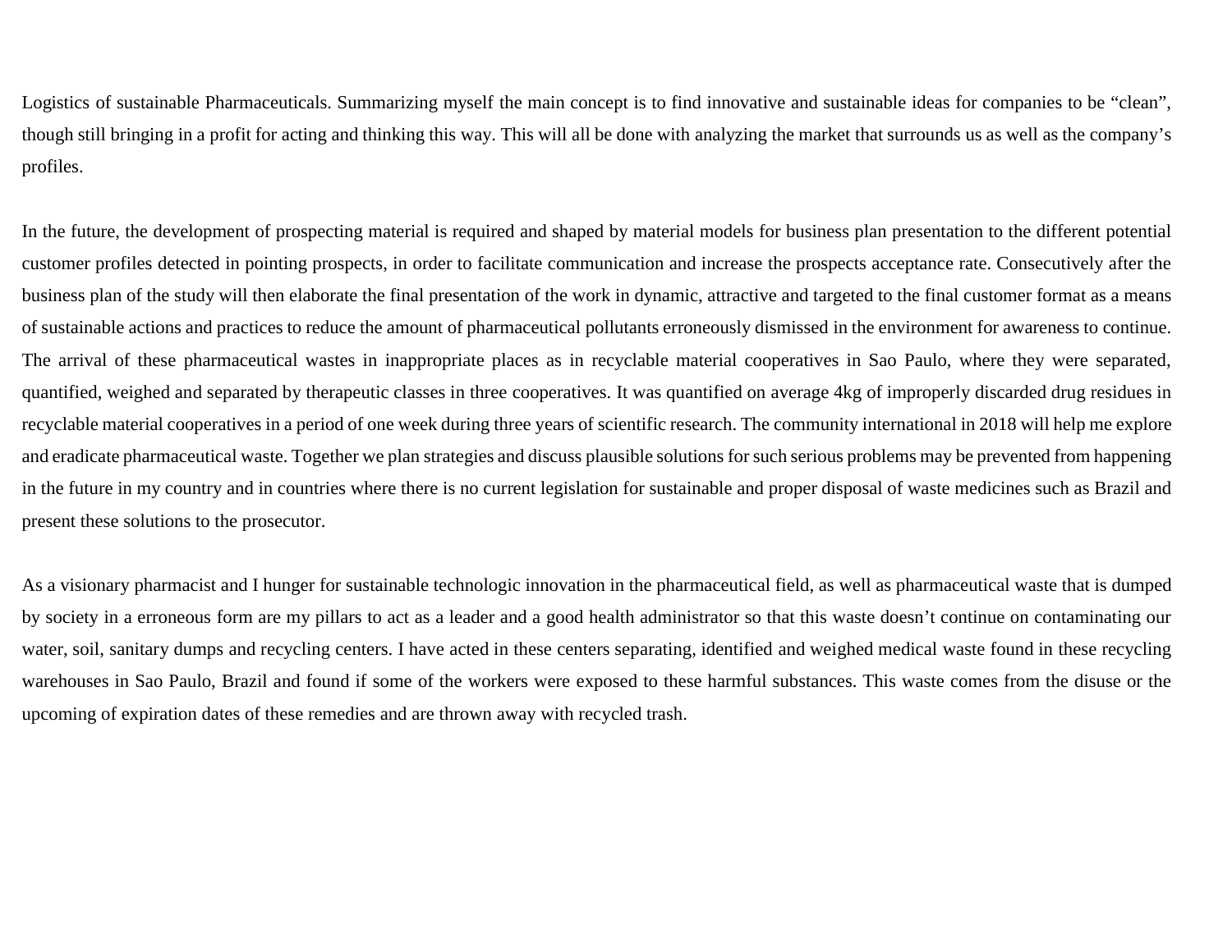Logistics of sustainable Pharmaceuticals. Summarizing myself the main concept is to find innovative and sustainable ideas for companies to be “clean”, though still bringing in a profit for acting and thinking this way. This will all be done with analyzing the market that surrounds us as well as the company’s profiles.

In the future, the development of prospecting material is required and shaped by material models for business plan presentation to the different potential customer profiles detected in pointing prospects, in order to facilitate communication and increase the prospects acceptance rate. Consecutively after the business plan of the study will then elaborate the final presentation of the work in dynamic, attractive and targeted to the final customer format as a means of sustainable actions and practices to reduce the amount of pharmaceutical pollutants erroneously dismissed in the environment for awareness to continue. The arrival of these pharmaceutical wastes in inappropriate places as in recyclable material cooperatives in Sao Paulo, where they were separated, quantified, weighed and separated by therapeutic classes in three cooperatives. It was quantified on average 4kg of improperly discarded drug residues in recyclable material cooperatives in a period of one week during three years of scientific research. The community international in 2018 will help me explore and eradicate pharmaceutical waste. Together we plan strategies and discuss plausible solutions for such serious problems may be prevented from happening in the future in my country and in countries where there is no current legislation for sustainable and proper disposal of waste medicines such as Brazil and present these solutions to the prosecutor.

As a visionary pharmacist and I hunger for sustainable technologic innovation in the pharmaceutical field, as well as pharmaceutical waste that is dumped by society in a erroneous form are my pillars to act as a leader and a good health administrator so that this waste doesn’t continue on contaminating our water, soil, sanitary dumps and recycling centers. I have acted in these centers separating, identified and weighed medical waste found in these recycling warehouses in Sao Paulo, Brazil and found if some of the workers were exposed to these harmful substances. This waste comes from the disuse or the upcoming of expiration dates of these remedies and are thrown away with recycled trash.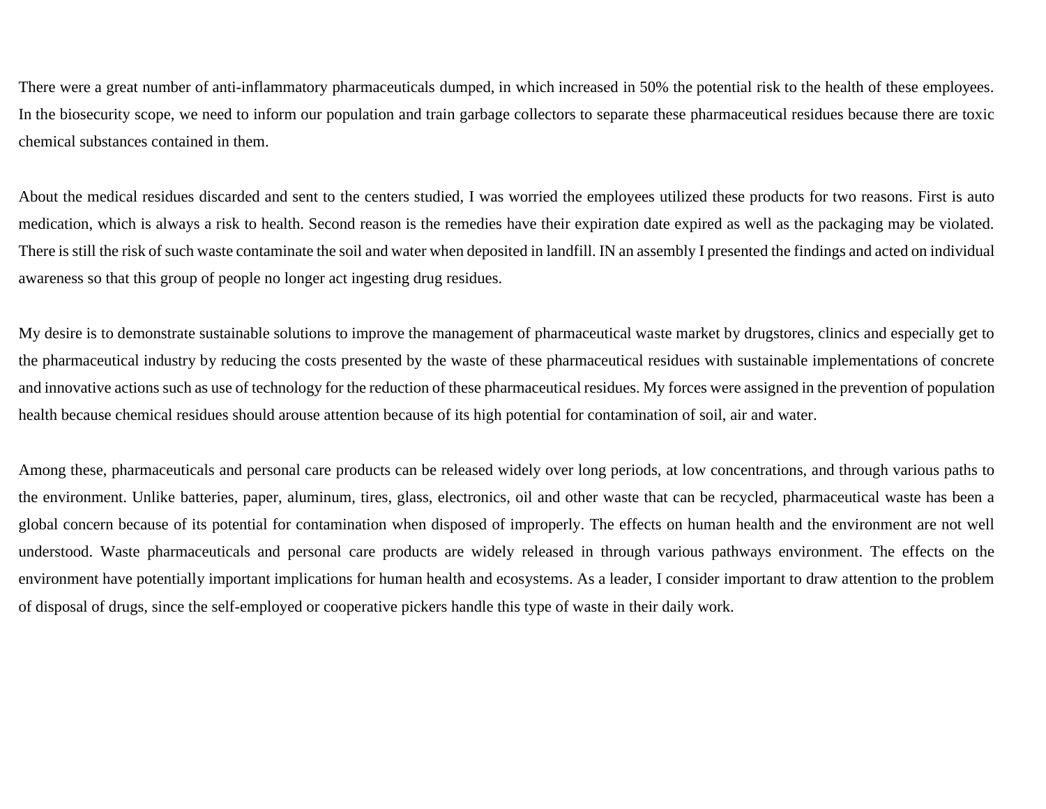There were a great number of anti-inflammatory pharmaceuticals dumped, in which increased in 50% the potential risk to the health of these employees. In the biosecurity scope, we need to inform our population and train garbage collectors to separate these pharmaceutical residues because there are toxic chemical substances contained in them.

About the medical residues discarded and sent to the centers studied, I was worried the employees utilized these products for two reasons. First is auto medication, which is always a risk to health. Second reason is the remedies have their expiration date expired as well as the packaging may be violated. There is still the risk of such waste contaminate the soil and water when deposited in landfill. IN an assembly I presented the findings and acted on individual awareness so that this group of people no longer act ingesting drug residues.

My desire is to demonstrate sustainable solutions to improve the management of pharmaceutical waste market by drugstores, clinics and especially get to the pharmaceutical industry by reducing the costs presented by the waste of these pharmaceutical residues with sustainable implementations of concrete and innovative actions such as use of technology for the reduction of these pharmaceutical residues. My forces were assigned in the prevention of population health because chemical residues should arouse attention because of its high potential for contamination of soil, air and water.

Among these, pharmaceuticals and personal care products can be released widely over long periods, at low concentrations, and through various paths to the environment. Unlike batteries, paper, aluminum, tires, glass, electronics, oil and other waste that can be recycled, pharmaceutical waste has been a global concern because of its potential for contamination when disposed of improperly. The effects on human health and the environment are not well understood. Waste pharmaceuticals and personal care products are widely released in through various pathways environment. The effects on the environment have potentially important implications for human health and ecosystems. As a leader, I consider important to draw attention to the problem of disposal of drugs, since the self-employed or cooperative pickers handle this type of waste in their daily work.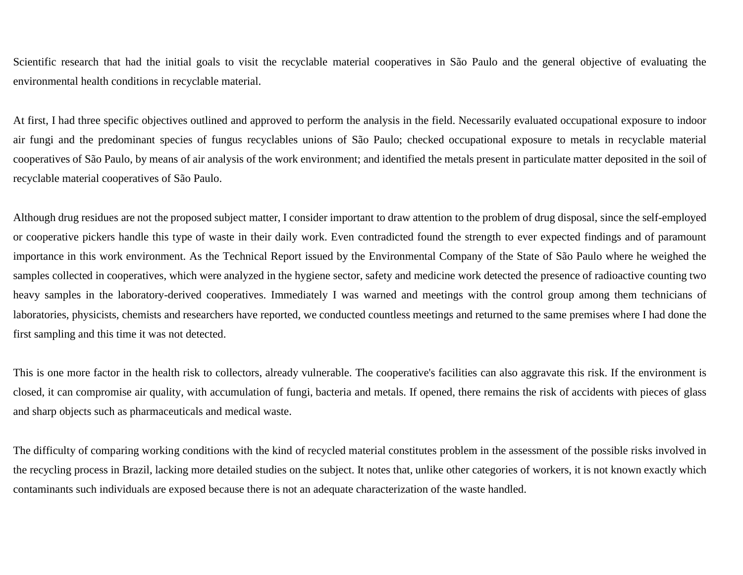Scientific research that had the initial goals to visit the recyclable material cooperatives in São Paulo and the general objective of evaluating the environmental health conditions in recyclable material.

At first, I had three specific objectives outlined and approved to perform the analysis in the field. Necessarily evaluated occupational exposure to indoor air fungi and the predominant species of fungus recyclables unions of São Paulo; checked occupational exposure to metals in recyclable material cooperatives of São Paulo, by means of air analysis of the work environment; and identified the metals present in particulate matter deposited in the soil of recyclable material cooperatives of São Paulo.

Although drug residues are not the proposed subject matter, I consider important to draw attention to the problem of drug disposal, since the self-employed or cooperative pickers handle this type of waste in their daily work. Even contradicted found the strength to ever expected findings and of paramount importance in this work environment. As the Technical Report issued by the Environmental Company of the State of São Paulo where he weighed the samples collected in cooperatives, which were analyzed in the hygiene sector, safety and medicine work detected the presence of radioactive counting two heavy samples in the laboratory-derived cooperatives. Immediately I was warned and meetings with the control group among them technicians of laboratories, physicists, chemists and researchers have reported, we conducted countless meetings and returned to the same premises where I had done the first sampling and this time it was not detected.

This is one more factor in the health risk to collectors, already vulnerable. The cooperative's facilities can also aggravate this risk. If the environment is closed, it can compromise air quality, with accumulation of fungi, bacteria and metals. If opened, there remains the risk of accidents with pieces of glass and sharp objects such as pharmaceuticals and medical waste.

The difficulty of comparing working conditions with the kind of recycled material constitutes problem in the assessment of the possible risks involved in the recycling process in Brazil, lacking more detailed studies on the subject. It notes that, unlike other categories of workers, it is not known exactly which contaminants such individuals are exposed because there is not an adequate characterization of the waste handled.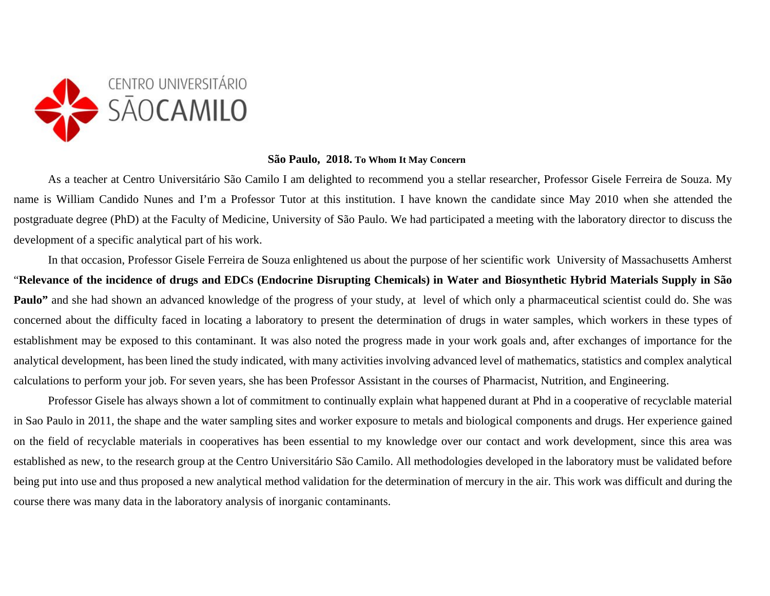CENTRO UNIVERSITÁRIO SÃOCAMILO

**São Paulo, 2018. To Whom It May Concern**

As a teacher at Centro Universitário São Camilo I am delighted to recommend you a stellar researcher, Professor Gisele Ferreira de Souza. My name is William Candido Nunes and I'm a Professor Tutor at this institution. I have known the candidate since May 2010 when she attended the postgraduate degree (PhD) at the Faculty of Medicine, University of São Paulo. We had participated a meeting with the laboratory director to discuss the development of a specific analytical part of his work.

In that occasion, Professor Gisele Ferreira de Souza enlightened us about the purpose of her scientific work University of Massachusetts Amherst "**Relevance of the incidence of drugs and EDCs (Endocrine Disrupting Chemicals) in Water and Biosynthetic Hybrid Materials Supply in São Paulo"** and she had shown an advanced knowledge of the progress of your study, at level of which only a pharmaceutical scientist could do. She was concerned about the difficulty faced in locating a laboratory to present the determination of drugs in water samples, which workers in these types of establishment may be exposed to this contaminant. It was also noted the progress made in your work goals and, after exchanges of importance for the analytical development, has been lined the study indicated, with many activities involving advanced level of mathematics, statistics and complex analytical calculations to perform your job. For seven years, she has been Professor Assistant in the courses of Pharmacist, Nutrition, and Engineering.

Professor Gisele has always shown a lot of commitment to continually explain what happened durant at Phd in a cooperative of recyclable material in Sao Paulo in 2011, the shape and the water sampling sites and worker exposure to metals and biological components and drugs. Her experience gained on the field of recyclable materials in cooperatives has been essential to my knowledge over our contact and work development, since this area was established as new, to the research group at the Centro Universitário São Camilo. All methodologies developed in the laboratory must be validated before being put into use and thus proposed a new analytical method validation for the determination of mercury in the air. This work was difficult and during the course there was many data in the laboratory analysis of inorganic contaminants.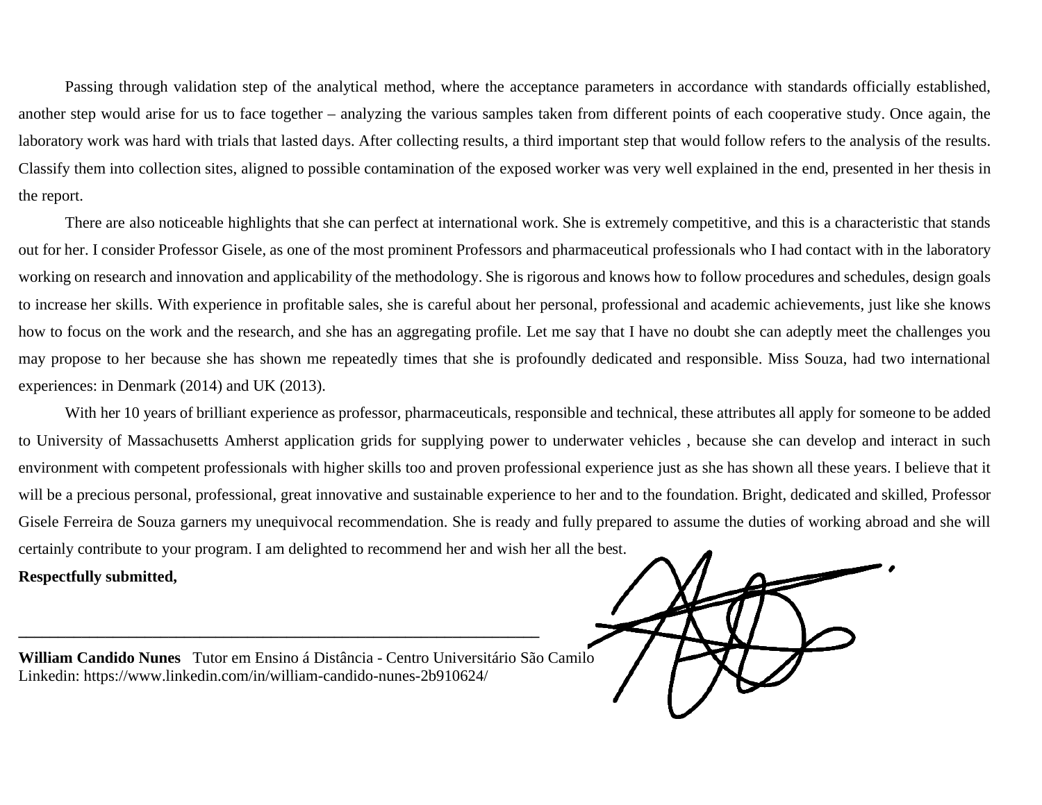Passing through validation step of the analytical method, where the acceptance parameters in accordance with standards officially established, another step would arise for us to face together – analyzing the various samples taken from different points of each cooperative study. Once again, the laboratory work was hard with trials that lasted days. After collecting results, a third important step that would follow refers to the analysis of the results. Classify them into collection sites, aligned to possible contamination of the exposed worker was very well explained in the end, presented in her thesis in the report.

There are also noticeable highlights that she can perfect at international work. She is extremely competitive, and this is a characteristic that stands out for her. I consider Professor Gisele, as one of the most prominent Professors and pharmaceutical professionals who I had contact with in the laboratory working on research and innovation and applicability of the methodology. She is rigorous and knows how to follow procedures and schedules, design goals to increase her skills. With experience in profitable sales, she is careful about her personal, professional and academic achievements, just like she knows how to focus on the work and the research, and she has an aggregating profile. Let me say that I have no doubt she can adeptly meet the challenges you may propose to her because she has shown me repeatedly times that she is profoundly dedicated and responsible. Miss Souza, had two international experiences: in Denmark (2014) and UK (2013).

With her 10 years of brilliant experience as professor, pharmaceuticals, responsible and technical, these attributes all apply for someone to be added to University of Massachusetts Amherst application grids for supplying power to underwater vehicles , because she can develop and interact in such environment with competent professionals with higher skills too and proven professional experience just as she has shown all these years. I believe that it will be a precious personal, professional, great innovative and sustainable experience to her and to the foundation. Bright, dedicated and skilled, Professor Gisele Ferreira de Souza garners my unequivocal recommendation. She is ready and fully prepared to assume the duties of working abroad and she will certainly contribute to your program. I am delighted to recommend her and wish her all the best.

**Respectfully submitted,**

\_\_\_\_\_\_\_\_\_\_\_\_\_\_\_\_\_\_\_\_\_\_\_\_\_\_\_\_\_\_\_\_\_\_\_\_\_\_\_\_\_\_\_\_\_\_\_\_\_\_\_\_\_\_\_\_\_\_\_\_\_\_

**William Candido Nunes** Tutor em Ensino á Distância - Centro Universitário São Camilo
Linkedin: https://www.linkedin.com/in/william-candido-nunes-2b910624/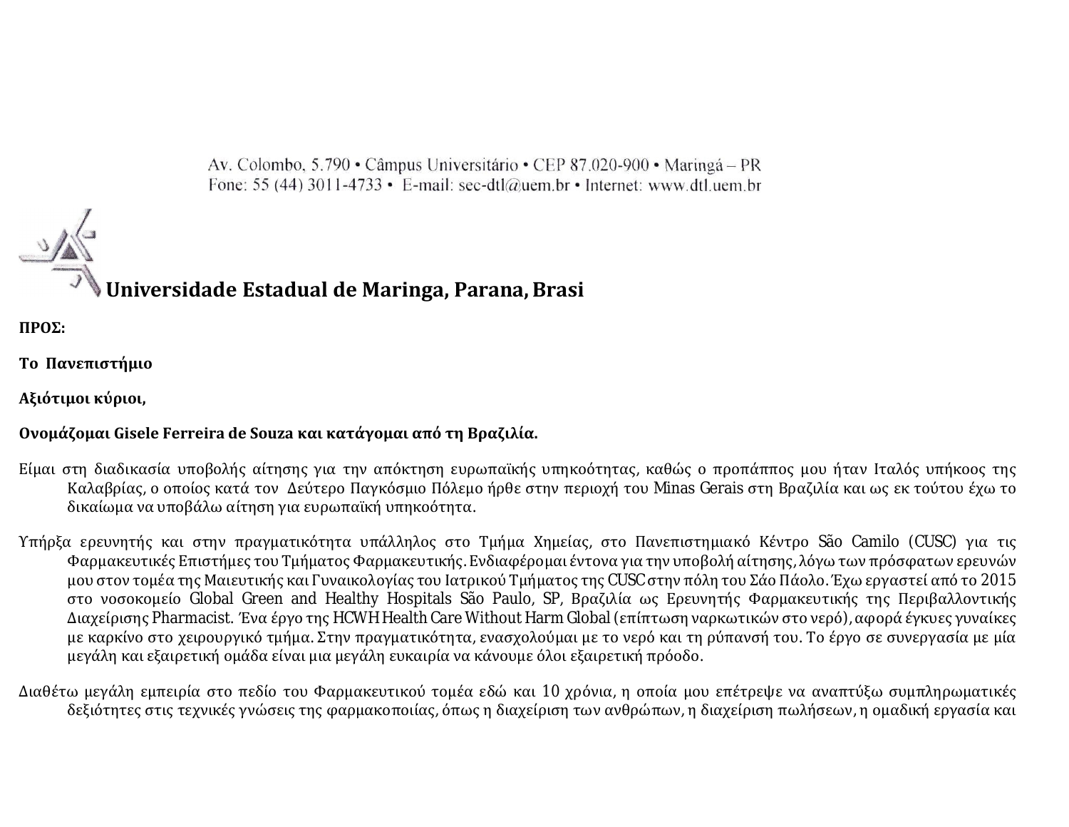Av. Colombo, 5.790 • Câmpus Universitário • CEP 87.020-900 • Maringá – PR
Fone: 55 (44) 3011-4733 • E-mail: sec-dtl@uem.br • Internet: www.dtl.uem.br

**Universidade Estadual de Maringa, Parana, Brasi**

**ΠΡΟΣ:**

**Το Πανεπιστήμιο**

**Αξιότιμοι κύριοι,**

**Ονομάζομαι Gisele Ferreira de Souza και κατάγομαι από τη Βραζιλία.**

Είμαι στη διαδικασία υποβολής αίτησης για την απόκτηση ευρωπαϊκής υπηκοότητας, καθώς ο προπάππος μου ήταν Ιταλός υπήκοος της Καλαβρίας, ο οποίος κατά τον Δεύτερο Παγκόσμιο Πόλεμο ήρθε στην περιοχή του Minas Gerais στη Βραζιλία και ως εκ τούτου έχω το δικαίωμα να υποβάλω αίτηση για ευρωπαϊκή υπηκοότητα.

Υπήρξα ερευνητής και στην πραγματικότητα υπάλληλος στο Τμήμα Χημείας, στο Πανεπιστημιακό Κέντρο São Camilo (CUSC) για τις Φαρμακευτικές Επιστήμες του Τμήματος Φαρμακευτικής. Ενδιαφέρομαι έντονα για την υποβολή αίτησης, λόγω των πρόσφατων ερευνών μου στον τομέα της Μαιευτικής και Γυναικολογίας του Ιατρικού Τμήματος της CUSC στην πόλη του Σάο Πάολο. Έχω εργαστεί από το 2015 στο νοσοκομείο Global Green and Healthy Hospitals São Paulo, SP, Βραζιλία ως Ερευνητής Φαρμακευτικής της Περιβαλλοντικής Διαχείρισης Pharmacist. Ένα έργο της HCWH Health Care Without Harm Global (επίπτωση ναρκωτικών στο νερό), αφορά έγκυες γυναίκες με καρκίνο στο χειρουργικό τμήμα. Στην πραγματικότητα, ενασχολούμαι με το νερό και τη ρύπανσή του. Το έργο σε συνεργασία με μία μεγάλη και εξαιρετική ομάδα είναι μια μεγάλη ευκαιρία να κάνουμε όλοι εξαιρετική πρόοδο.

Διαθέτω μεγάλη εμπειρία στο πεδίο του Φαρμακευτικού τομέα εδώ και 10 χρόνια, η οποία μου επέτρεψε να αναπτύξω συμπληρωματικές δεξιότητες στις τεχνικές γνώσεις της φαρμακοποιίας, όπως η διαχείριση των ανθρώπων, η διαχείριση πωλήσεων, η ομαδική εργασία και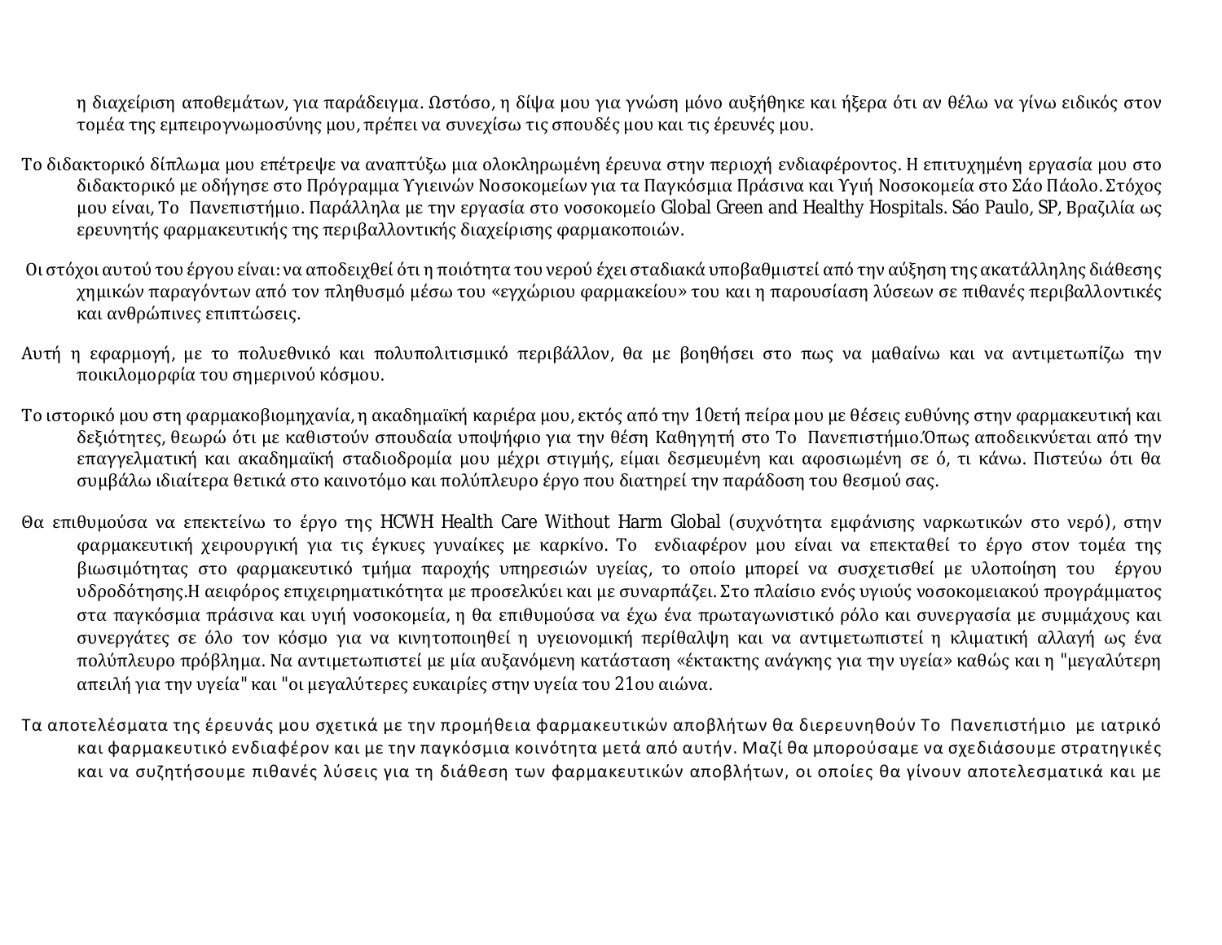η διαχείριση αποθεμάτων, για παράδειγμα. Ωστόσο, η δίψα μου για γνώση μόνο αυξήθηκε και ήξερα ότι αν θέλω να γίνω ειδικός στον τομέα της εμπειρογνωμοσύνης μου, πρέπει να συνεχίσω τις σπουδές μου και τις έρευνές μου.

Το διδακτορικό δίπλωμα μου επέτρεψε να αναπτύξω μια ολοκληρωμένη έρευνα στην περιοχή ενδιαφέροντος. Η επιτυχημένη εργασία μου στο διδακτορικό με οδήγησε στο Πρόγραμμα Υγιεινών Νοσοκομείων για τα Παγκόσμια Πράσινα και Υγιή Νοσοκομεία στο Σάο Πάολο. Στόχος μου είναι, Το Πανεπιστήμιο. Παράλληλα με την εργασία στο νοσοκομείο Global Green and Healthy Hospitals. Sáo Paulo, SP, Βραζιλία ως ερευνητής φαρμακευτικής της περιβαλλοντικής διαχείρισης φαρμακοποιών.

Οι στόχοι αυτού του έργου είναι: να αποδειχθεί ότι η ποιότητα του νερού έχει σταδιακά υποβαθμιστεί από την αύξηση της ακατάλληλης διάθεσης χημικών παραγόντων από τον πληθυσμό μέσω του «εγχώριου φαρμακείου» του και η παρουσίαση λύσεων σε πιθανές περιβαλλοντικές και ανθρώπινες επιπτώσεις.

Αυτή η εφαρμογή, με το πολυεθνικό και πολυπολιτισμικό περιβάλλον, θα με βοηθήσει στο πως να μαθαίνω και να αντιμετωπίζω την ποικιλομορφία του σημερινού κόσμου.

Το ιστορικό μου στη φαρμακοβιομηχανία, η ακαδημαϊκή καριέρα μου, εκτός από την 10ετή πείρα μου με θέσεις ευθύνης στην φαρμακευτική και δεξιότητες, θεωρώ ότι με καθιστούν σπουδαία υποψήφιο για την θέση Καθηγητή στο Το Πανεπιστήμιο.Όπως αποδεικνύεται από την επαγγελματική και ακαδημαϊκή σταδιοδρομία μου μέχρι στιγμής, είμαι δεσμευμένη και αφοσιωμένη σε ό, τι κάνω. Πιστεύω ότι θα συμβάλω ιδιαίτερα θετικά στο καινοτόμο και πολύπλευρο έργο που διατηρεί την παράδοση του θεσμού σας.

Θα επιθυμούσα να επεκτείνω το έργο της HCWH Health Care Without Harm Global (συχνότητα εμφάνισης ναρκωτικών στο νερό), στην φαρμακευτική χειρουργική για τις έγκυες γυναίκες με καρκίνο. Το ενδιαφέρον μου είναι να επεκταθεί το έργο στον τομέα της βιωσιμότητας στο φαρμακευτικό τμήμα παροχής υπηρεσιών υγείας, το οποίο μπορεί να συσχετισθεί με υλοποίηση του έργου υδροδότησης.Η αειφόρος επιχειρηματικότητα με προσελκύει και με συναρπάζει. Στο πλαίσιο ενός υγιούς νοσοκομειακού προγράμματος στα παγκόσμια πράσινα και υγιή νοσοκομεία, η θα επιθυμούσα να έχω ένα πρωταγωνιστικό ρόλο και συνεργασία με συμμάχους και συνεργάτες σε όλο τον κόσμο για να κινητοποιηθεί η υγειονομική περίθαλψη και να αντιμετωπιστεί η κλιματική αλλαγή ως ένα πολύπλευρο πρόβλημα. Να αντιμετωπιστεί με μία αυξανόμενη κατάσταση «έκτακτης ανάγκης για την υγεία» καθώς και η "μεγαλύτερη απειλή για την υγεία" και "οι μεγαλύτερες ευκαιρίες στην υγεία του 21ου αιώνα.

Τα αποτελέσματα της έρευνάς μου σχετικά με την προμήθεια φαρμακευτικών αποβλήτων θα διερευνηθούν Το Πανεπιστήμιο με ιατρικό και φαρμακευτικό ενδιαφέρον και με την παγκόσμια κοινότητα μετά από αυτήν. Μαζί θα μπορούσαμε να σχεδιάσουμε στρατηγικές και να συζητήσουμε πιθανές λύσεις για τη διάθεση των φαρμακευτικών αποβλήτων, οι οποίες θα γίνουν αποτελεσματικά και με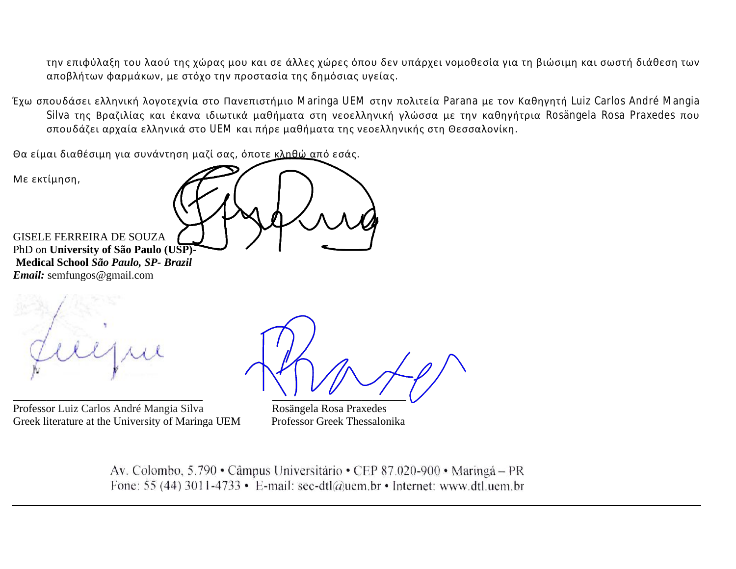την επιφύλαξη του λαού της χώρας μου και σε άλλες χώρες όπου δεν υπάρχει νομοθεσία για τη βιώσιμη και σωστή διάθεση των αποβλήτων φαρμάκων, με στόχο την προστασία της δημόσιας υγείας.

Έχω σπουδάσει ελληνική λογοτεχνία στο Πανεπιστήμιο Maringa UEM στην πολιτεία Parana με τον Καθηγητή Luiz Carlos André Mangia Silva της Βραζιλίας και έκανα ιδιωτικά μαθήματα στη νεοελληνική γλώσσα με την καθηγήτρια Rosängela Rosa Praxedes που σπουδάζει αρχαία ελληνικά στο UEM και πήρε μαθήματα της νεοελληνικής στη Θεσσαλονίκη.

Θα είμαι διαθέσιμη για συνάντηση μαζί σας, όποτε κληθώ από εσάς.

Με εκτίμηση,

GISELE FERREIRA DE SOUZA
PhD on **University of São Paulo (USP)- Medical School** ***São Paulo, SP- Brazil***
***Email:*** semfungos@gmail.com

Professor Luiz Carlos André Mangia Silva
Greek literature at the University of Maringa UEM

Rosängela Rosa Praxedes
Professor Greek Thessalonika

Av. Colombo, 5.790 • Câmpus Universitário • CEP 87.020-900 • Maringá – PR
Fone: 55 (44) 3011-4733 • E-mail: sec-dtl@uem.br • Internet: www.dtl.uem.br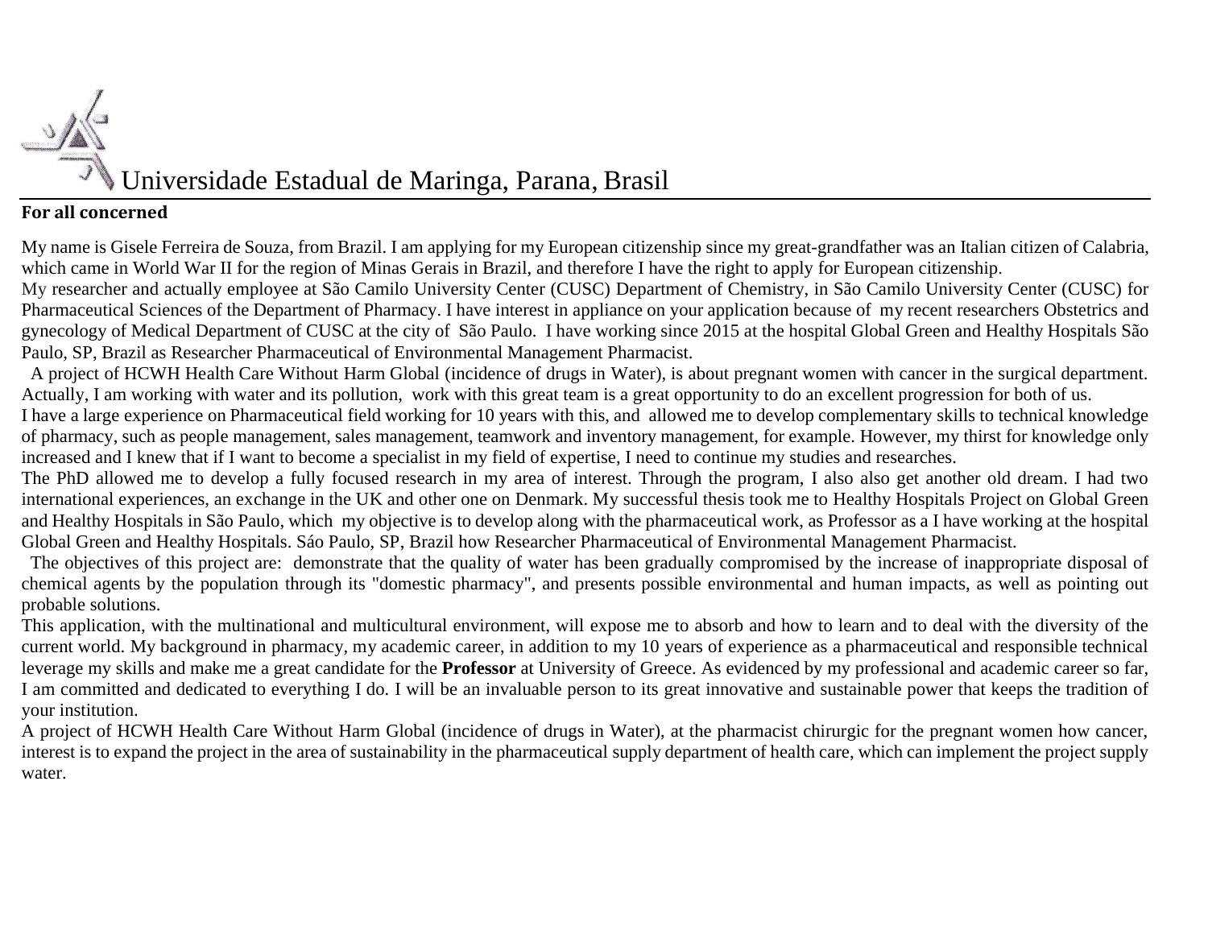Universidade Estadual de Maringa, Parana, Brasil

**For all concerned**

My name is Gisele Ferreira de Souza, from Brazil. I am applying for my European citizenship since my great-grandfather was an Italian citizen of Calabria, which came in World War II for the region of Minas Gerais in Brazil, and therefore I have the right to apply for European citizenship.

My researcher and actually employee at São Camilo University Center (CUSC) Department of Chemistry, in São Camilo University Center (CUSC) for Pharmaceutical Sciences of the Department of Pharmacy. I have interest in appliance on your application because of my recent researchers Obstetrics and gynecology of Medical Department of CUSC at the city of São Paulo. I have working since 2015 at the hospital Global Green and Healthy Hospitals São Paulo, SP, Brazil as Researcher Pharmaceutical of Environmental Management Pharmacist.

A project of HCWH Health Care Without Harm Global (incidence of drugs in Water), is about pregnant women with cancer in the surgical department. Actually, I am working with water and its pollution, work with this great team is a great opportunity to do an excellent progression for both of us.

I have a large experience on Pharmaceutical field working for 10 years with this, and allowed me to develop complementary skills to technical knowledge of pharmacy, such as people management, sales management, teamwork and inventory management, for example. However, my thirst for knowledge only increased and I knew that if I want to become a specialist in my field of expertise, I need to continue my studies and researches.

The PhD allowed me to develop a fully focused research in my area of interest. Through the program, I also also get another old dream. I had two international experiences, an exchange in the UK and other one on Denmark. My successful thesis took me to Healthy Hospitals Project on Global Green and Healthy Hospitals in São Paulo, which my objective is to develop along with the pharmaceutical work, as Professor as a I have working at the hospital Global Green and Healthy Hospitals. Sáo Paulo, SP, Brazil how Researcher Pharmaceutical of Environmental Management Pharmacist.

The objectives of this project are: demonstrate that the quality of water has been gradually compromised by the increase of inappropriate disposal of chemical agents by the population through its "domestic pharmacy", and presents possible environmental and human impacts, as well as pointing out probable solutions.

This application, with the multinational and multicultural environment, will expose me to absorb and how to learn and to deal with the diversity of the current world. My background in pharmacy, my academic career, in addition to my 10 years of experience as a pharmaceutical and responsible technical leverage my skills and make me a great candidate for the **Professor** at University of Greece. As evidenced by my professional and academic career so far, I am committed and dedicated to everything I do. I will be an invaluable person to its great innovative and sustainable power that keeps the tradition of your institution.

A project of HCWH Health Care Without Harm Global (incidence of drugs in Water), at the pharmacist chirurgic for the pregnant women how cancer, interest is to expand the project in the area of sustainability in the pharmaceutical supply department of health care, which can implement the project supply water.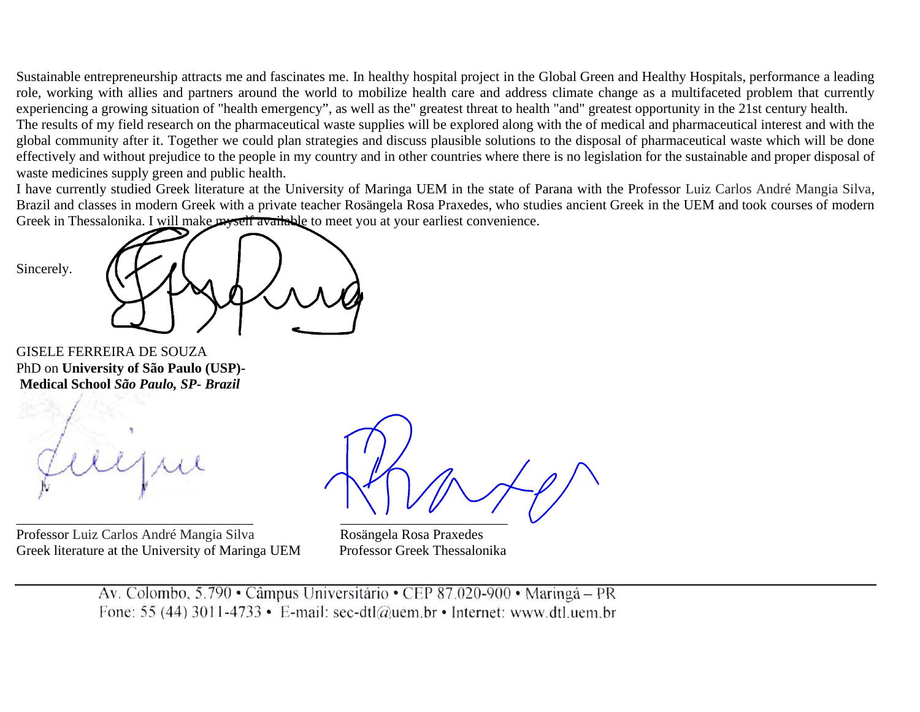Sustainable entrepreneurship attracts me and fascinates me. In healthy hospital project in the Global Green and Healthy Hospitals, performance a leading role, working with allies and partners around the world to mobilize health care and address climate change as a multifaceted problem that currently experiencing a growing situation of "health emergency", as well as the" greatest threat to health "and" greatest opportunity in the 21st century health.

The results of my field research on the pharmaceutical waste supplies will be explored along with the of medical and pharmaceutical interest and with the global community after it. Together we could plan strategies and discuss plausible solutions to the disposal of pharmaceutical waste which will be done effectively and without prejudice to the people in my country and in other countries where there is no legislation for the sustainable and proper disposal of waste medicines supply green and public health.

I have currently studied Greek literature at the University of Maringa UEM in the state of Parana with the Professor Luiz Carlos André Mangia Silva, Brazil and classes in modern Greek with a private teacher Rosängela Rosa Praxedes, who studies ancient Greek in the UEM and took courses of modern Greek in Thessalonika. I will make myself available to meet you at your earliest convenience.

Sincerely.

GISELE FERREIRA DE SOUZA
PhD on **University of São Paulo (USP)- Medical School** ***São Paulo, SP- Brazil***

Professor Luiz Carlos André Mangia Silva
Greek literature at the University of Maringa UEM

Rosängela Rosa Praxedes
Professor Greek Thessalonika

Av. Colombo, 5.790 • Câmpus Universitário • CEP 87.020-900 • Maringá – PR
Fone: 55 (44) 3011-4733 • E-mail: sec-dtl@uem.br • Internet: www.dtl.uem.br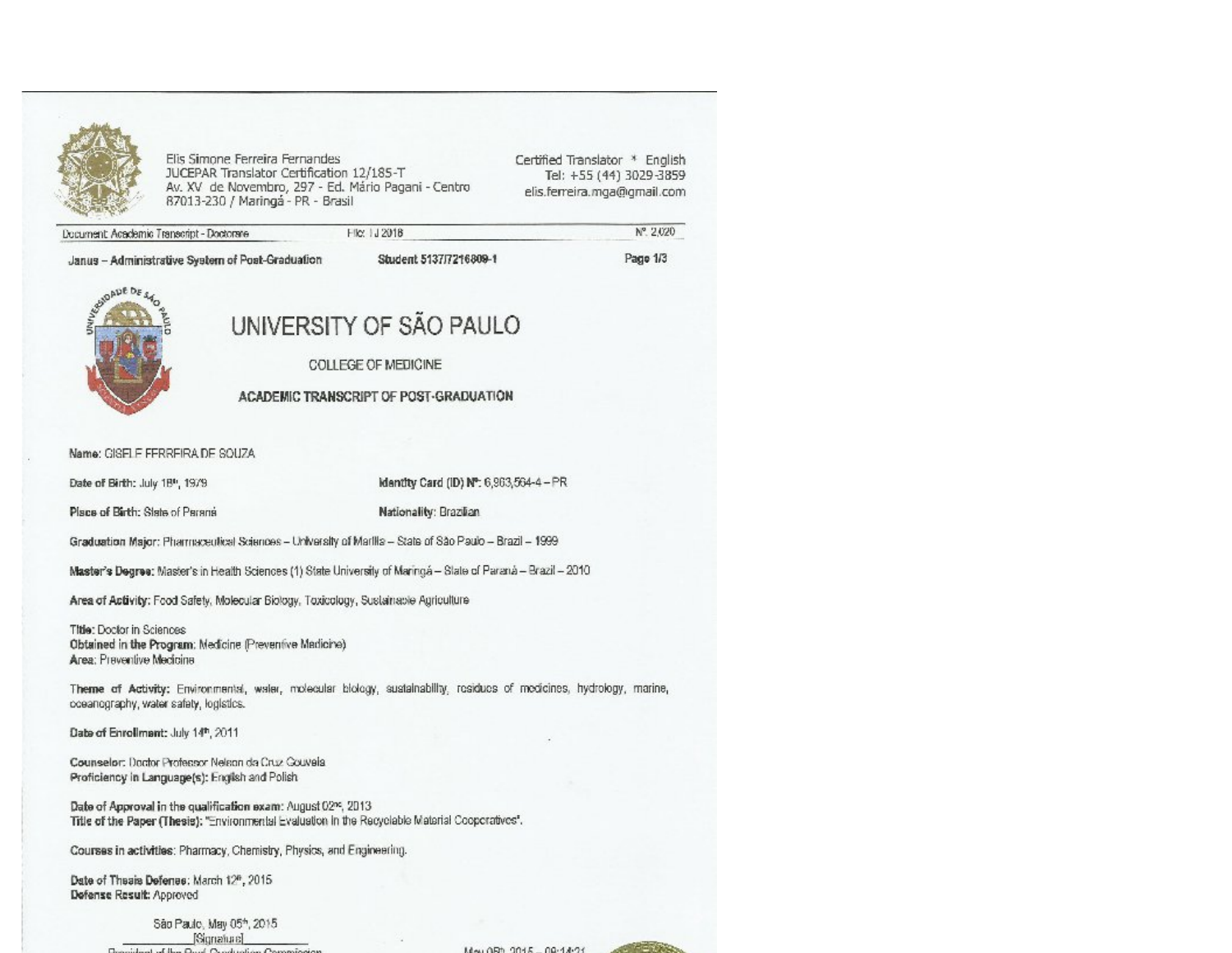Elis Simone Ferreira Fernandes
JUCEPAR Translator Certification 12/185-T
Av. XV de Novembro, 297 - Ed. Mário Pagani - Centro
87013-230 / Maringá - PR - Brasil

Certified Translator * English
Tel: +55 (44) 3029-3859
elis.ferreira.mga@gmail.com

Document: Academic Transcript - Doctorate | File: 1J 2016 | Nº. 2,020

**Janus – Administrative System of Post-Graduation** **Student 5137/7216809-1** **Page 1/3**

# UNIVERSITY OF SÃO PAULO

## COLLEGE OF MEDICINE

### ACADEMIC TRANSCRIPT OF POST-GRADUATION

**Name:** GISELE FERREIRA DE SOUZA

**Date of Birth:** July 18th, 1979 **Identity Card (ID) Nº:** 6,863,564-4 – PR

**Place of Birth:** State of Paraná **Nationality:** Brazilian

**Graduation Major:** Pharmaceutical Sciences – University of Marília – State of São Paulo – Brazil – 1999

**Master's Degree:** Master's in Health Sciences (1) State University of Maringá – State of Paraná – Brazil – 2010

**Area of Activity:** Food Safety, Molecular Biology, Toxicology, Sustainable Agriculture

**Title:** Doctor in Sciences
**Obtained in the Program:** Medicine (Preventive Medicine)
**Area:** Preventive Medicine

**Theme of Activity:** Environmental, water, molecular biology, sustainability, residues of medicines, hydrology, marine, oceanography, water safety, logistics.

**Date of Enrollment:** July 14th, 2011

**Counselor:** Doctor Professor Nelson da Cruz Gouveia
**Proficiency in Language(s):** English and Polish

**Date of Approval in the qualification exam:** August 02nd, 2013
**Title of the Paper (Thesis):** "Environmental Evaluation in the Recyclable Material Cooperatives".

**Courses in activities:** Pharmacy, Chemistry, Physics, and Engineering.

**Date of Thesis Defense:** March 12th, 2015
**Defense Result:** Approved

São Paulo, May 05th, 2015
[Signature]
President of the Post-Graduation Commission

May 05th, 2015 – 09:14:21